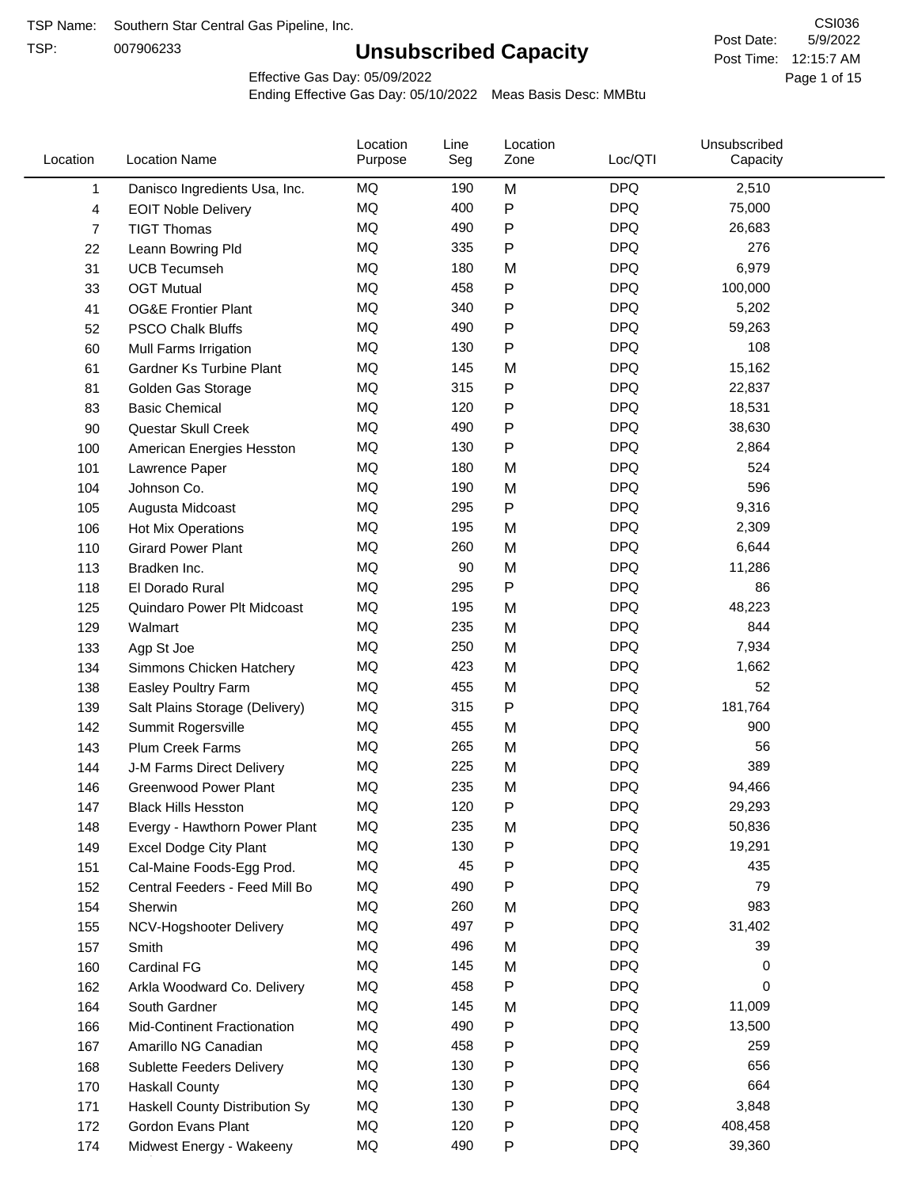TSP Name: Southern Star Central Gas Pipeline, Inc.

TSP: 007906233

# Unsubscribed Capacity

CSI036

Post Date: 5/9/2022

Post Time: 12:15:7 AM

Effective Gas Day: 05/09/2022

Ending Effective Gas Day: 05/10/2022 Meas Basis Desc: MMBtu

| Location | Location Name | Location Purpose | Line Seg | Location Zone | Loc/QTI | Unsubscribed Capacity |
|---|---|---|---|---|---|---|
| 1 | Danisco Ingredients Usa, Inc. | MQ | 190 | M | DPQ | 2,510 |
| 4 | EOIT Noble Delivery | MQ | 400 | P | DPQ | 75,000 |
| 7 | TIGT Thomas | MQ | 490 | P | DPQ | 26,683 |
| 22 | Leann Bowring Pld | MQ | 335 | P | DPQ | 276 |
| 31 | UCB Tecumseh | MQ | 180 | M | DPQ | 6,979 |
| 33 | OGT Mutual | MQ | 458 | P | DPQ | 100,000 |
| 41 | OG&E Frontier Plant | MQ | 340 | P | DPQ | 5,202 |
| 52 | PSCO Chalk Bluffs | MQ | 490 | P | DPQ | 59,263 |
| 60 | Mull Farms Irrigation | MQ | 130 | P | DPQ | 108 |
| 61 | Gardner Ks Turbine Plant | MQ | 145 | M | DPQ | 15,162 |
| 81 | Golden Gas Storage | MQ | 315 | P | DPQ | 22,837 |
| 83 | Basic Chemical | MQ | 120 | P | DPQ | 18,531 |
| 90 | Questar Skull Creek | MQ | 490 | P | DPQ | 38,630 |
| 100 | American Energies Hesston | MQ | 130 | P | DPQ | 2,864 |
| 101 | Lawrence Paper | MQ | 180 | M | DPQ | 524 |
| 104 | Johnson Co. | MQ | 190 | M | DPQ | 596 |
| 105 | Augusta Midcoast | MQ | 295 | P | DPQ | 9,316 |
| 106 | Hot Mix Operations | MQ | 195 | M | DPQ | 2,309 |
| 110 | Girard Power Plant | MQ | 260 | M | DPQ | 6,644 |
| 113 | Bradken Inc. | MQ | 90 | M | DPQ | 11,286 |
| 118 | El Dorado Rural | MQ | 295 | P | DPQ | 86 |
| 125 | Quindaro Power Plt Midcoast | MQ | 195 | M | DPQ | 48,223 |
| 129 | Walmart | MQ | 235 | M | DPQ | 844 |
| 133 | Agp St Joe | MQ | 250 | M | DPQ | 7,934 |
| 134 | Simmons Chicken Hatchery | MQ | 423 | M | DPQ | 1,662 |
| 138 | Easley Poultry Farm | MQ | 455 | M | DPQ | 52 |
| 139 | Salt Plains Storage (Delivery) | MQ | 315 | P | DPQ | 181,764 |
| 142 | Summit Rogersville | MQ | 455 | M | DPQ | 900 |
| 143 | Plum Creek Farms | MQ | 265 | M | DPQ | 56 |
| 144 | J-M Farms Direct Delivery | MQ | 225 | M | DPQ | 389 |
| 146 | Greenwood Power Plant | MQ | 235 | M | DPQ | 94,466 |
| 147 | Black Hills Hesston | MQ | 120 | P | DPQ | 29,293 |
| 148 | Evergy - Hawthorn Power Plant | MQ | 235 | M | DPQ | 50,836 |
| 149 | Excel Dodge City Plant | MQ | 130 | P | DPQ | 19,291 |
| 151 | Cal-Maine Foods-Egg Prod. | MQ | 45 | P | DPQ | 435 |
| 152 | Central Feeders - Feed Mill Bo | MQ | 490 | P | DPQ | 79 |
| 154 | Sherwin | MQ | 260 | M | DPQ | 983 |
| 155 | NCV-Hogshooter Delivery | MQ | 497 | P | DPQ | 31,402 |
| 157 | Smith | MQ | 496 | M | DPQ | 39 |
| 160 | Cardinal FG | MQ | 145 | M | DPQ | 0 |
| 162 | Arkla Woodward Co. Delivery | MQ | 458 | P | DPQ | 0 |
| 164 | South Gardner | MQ | 145 | M | DPQ | 11,009 |
| 166 | Mid-Continent Fractionation | MQ | 490 | P | DPQ | 13,500 |
| 167 | Amarillo NG Canadian | MQ | 458 | P | DPQ | 259 |
| 168 | Sublette Feeders Delivery | MQ | 130 | P | DPQ | 656 |
| 170 | Haskall County | MQ | 130 | P | DPQ | 664 |
| 171 | Haskall County Distribution Sy | MQ | 130 | P | DPQ | 3,848 |
| 172 | Gordon Evans Plant | MQ | 120 | P | DPQ | 408,458 |
| 174 | Midwest Energy - Wakeeny | MQ | 490 | P | DPQ | 39,360 |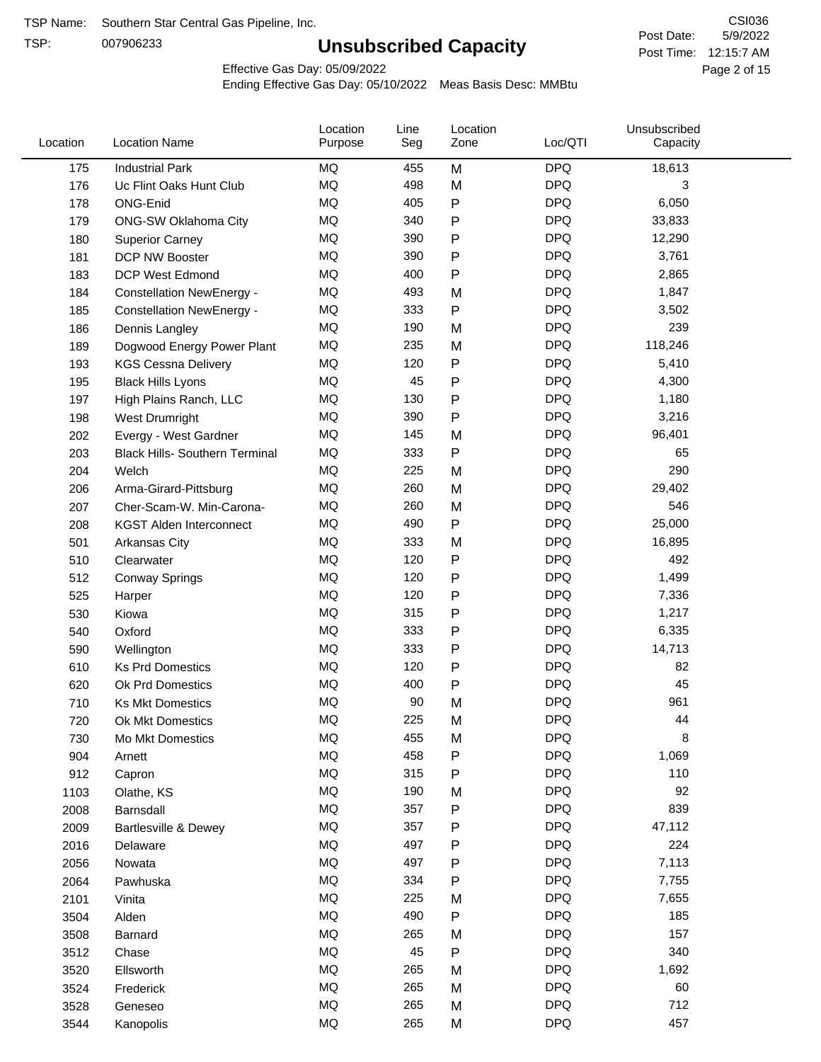TSP Name: Southern Star Central Gas Pipeline, Inc.

TSP: 007906233

# Unsubscribed Capacity

CSI036

Post Date: 5/9/2022

Post Time: 12:15:7 AM

Effective Gas Day: 05/09/2022

Ending Effective Gas Day: 05/10/2022 Meas Basis Desc: MMBtu

| Location | Location Name | Location Purpose | Line Seg | Location Zone | Loc/QTI | Unsubscribed Capacity |
|---|---|---|---|---|---|---|
| 175 | Industrial Park | MQ | 455 | M | DPQ | 18,613 |
| 176 | Uc Flint Oaks Hunt Club | MQ | 498 | M | DPQ | 3 |
| 178 | ONG-Enid | MQ | 405 | P | DPQ | 6,050 |
| 179 | ONG-SW Oklahoma City | MQ | 340 | P | DPQ | 33,833 |
| 180 | Superior Carney | MQ | 390 | P | DPQ | 12,290 |
| 181 | DCP NW Booster | MQ | 390 | P | DPQ | 3,761 |
| 183 | DCP West Edmond | MQ | 400 | P | DPQ | 2,865 |
| 184 | Constellation NewEnergy - | MQ | 493 | M | DPQ | 1,847 |
| 185 | Constellation NewEnergy - | MQ | 333 | P | DPQ | 3,502 |
| 186 | Dennis Langley | MQ | 190 | M | DPQ | 239 |
| 189 | Dogwood Energy Power Plant | MQ | 235 | M | DPQ | 118,246 |
| 193 | KGS Cessna Delivery | MQ | 120 | P | DPQ | 5,410 |
| 195 | Black Hills Lyons | MQ | 45 | P | DPQ | 4,300 |
| 197 | High Plains Ranch, LLC | MQ | 130 | P | DPQ | 1,180 |
| 198 | West Drumright | MQ | 390 | P | DPQ | 3,216 |
| 202 | Evergy - West Gardner | MQ | 145 | M | DPQ | 96,401 |
| 203 | Black Hills- Southern Terminal | MQ | 333 | P | DPQ | 65 |
| 204 | Welch | MQ | 225 | M | DPQ | 290 |
| 206 | Arma-Girard-Pittsburg | MQ | 260 | M | DPQ | 29,402 |
| 207 | Cher-Scam-W. Min-Carona- | MQ | 260 | M | DPQ | 546 |
| 208 | KGST Alden Interconnect | MQ | 490 | P | DPQ | 25,000 |
| 501 | Arkansas City | MQ | 333 | M | DPQ | 16,895 |
| 510 | Clearwater | MQ | 120 | P | DPQ | 492 |
| 512 | Conway Springs | MQ | 120 | P | DPQ | 1,499 |
| 525 | Harper | MQ | 120 | P | DPQ | 7,336 |
| 530 | Kiowa | MQ | 315 | P | DPQ | 1,217 |
| 540 | Oxford | MQ | 333 | P | DPQ | 6,335 |
| 590 | Wellington | MQ | 333 | P | DPQ | 14,713 |
| 610 | Ks Prd Domestics | MQ | 120 | P | DPQ | 82 |
| 620 | Ok Prd Domestics | MQ | 400 | P | DPQ | 45 |
| 710 | Ks Mkt Domestics | MQ | 90 | M | DPQ | 961 |
| 720 | Ok Mkt Domestics | MQ | 225 | M | DPQ | 44 |
| 730 | Mo Mkt Domestics | MQ | 455 | M | DPQ | 8 |
| 904 | Arnett | MQ | 458 | P | DPQ | 1,069 |
| 912 | Capron | MQ | 315 | P | DPQ | 110 |
| 1103 | Olathe, KS | MQ | 190 | M | DPQ | 92 |
| 2008 | Barnsdall | MQ | 357 | P | DPQ | 839 |
| 2009 | Bartlesville & Dewey | MQ | 357 | P | DPQ | 47,112 |
| 2016 | Delaware | MQ | 497 | P | DPQ | 224 |
| 2056 | Nowata | MQ | 497 | P | DPQ | 7,113 |
| 2064 | Pawhuska | MQ | 334 | P | DPQ | 7,755 |
| 2101 | Vinita | MQ | 225 | M | DPQ | 7,655 |
| 3504 | Alden | MQ | 490 | P | DPQ | 185 |
| 3508 | Barnard | MQ | 265 | M | DPQ | 157 |
| 3512 | Chase | MQ | 45 | P | DPQ | 340 |
| 3520 | Ellsworth | MQ | 265 | M | DPQ | 1,692 |
| 3524 | Frederick | MQ | 265 | M | DPQ | 60 |
| 3528 | Geneseo | MQ | 265 | M | DPQ | 712 |
| 3544 | Kanopolis | MQ | 265 | M | DPQ | 457 |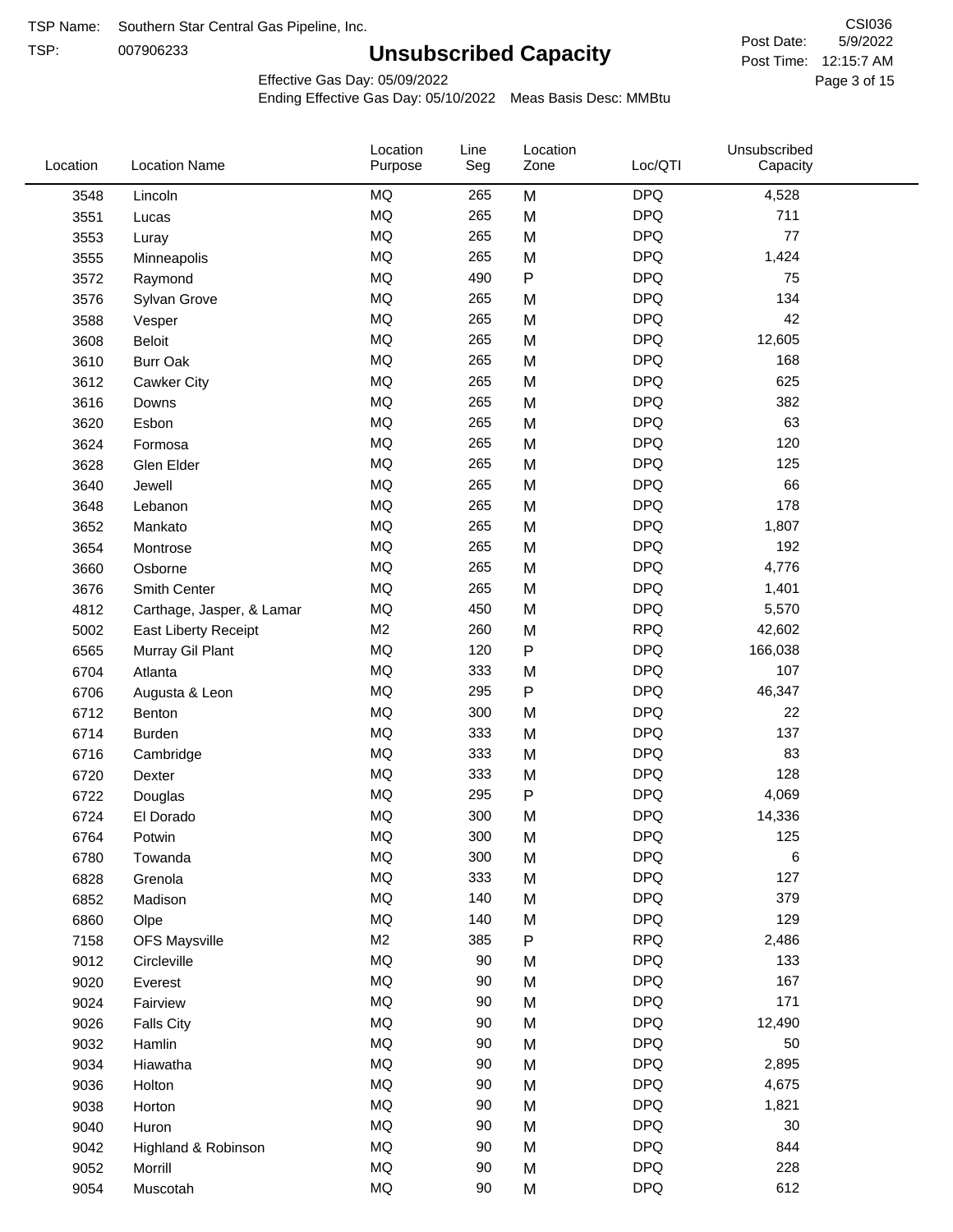TSP Name: Southern Star Central Gas Pipeline, Inc.
TSP: 007906233

# Unsubscribed Capacity

CSI036
Post Date: 5/9/2022
Post Time: 12:15:7 AM

Effective Gas Day: 05/09/2022
Ending Effective Gas Day: 05/10/2022 Meas Basis Desc: MMBtu

| Location | Location Name | Location Purpose | Line Seg | Location Zone | Loc/QTI | Unsubscribed Capacity |
|---|---|---|---|---|---|---|
| 3548 | Lincoln | MQ | 265 | M | DPQ | 4,528 |
| 3551 | Lucas | MQ | 265 | M | DPQ | 711 |
| 3553 | Luray | MQ | 265 | M | DPQ | 77 |
| 3555 | Minneapolis | MQ | 265 | M | DPQ | 1,424 |
| 3572 | Raymond | MQ | 490 | P | DPQ | 75 |
| 3576 | Sylvan Grove | MQ | 265 | M | DPQ | 134 |
| 3588 | Vesper | MQ | 265 | M | DPQ | 42 |
| 3608 | Beloit | MQ | 265 | M | DPQ | 12,605 |
| 3610 | Burr Oak | MQ | 265 | M | DPQ | 168 |
| 3612 | Cawker City | MQ | 265 | M | DPQ | 625 |
| 3616 | Downs | MQ | 265 | M | DPQ | 382 |
| 3620 | Esbon | MQ | 265 | M | DPQ | 63 |
| 3624 | Formosa | MQ | 265 | M | DPQ | 120 |
| 3628 | Glen Elder | MQ | 265 | M | DPQ | 125 |
| 3640 | Jewell | MQ | 265 | M | DPQ | 66 |
| 3648 | Lebanon | MQ | 265 | M | DPQ | 178 |
| 3652 | Mankato | MQ | 265 | M | DPQ | 1,807 |
| 3654 | Montrose | MQ | 265 | M | DPQ | 192 |
| 3660 | Osborne | MQ | 265 | M | DPQ | 4,776 |
| 3676 | Smith Center | MQ | 265 | M | DPQ | 1,401 |
| 4812 | Carthage, Jasper, & Lamar | MQ | 450 | M | DPQ | 5,570 |
| 5002 | East Liberty Receipt | M2 | 260 | M | RPQ | 42,602 |
| 6565 | Murray Gil Plant | MQ | 120 | P | DPQ | 166,038 |
| 6704 | Atlanta | MQ | 333 | M | DPQ | 107 |
| 6706 | Augusta & Leon | MQ | 295 | P | DPQ | 46,347 |
| 6712 | Benton | MQ | 300 | M | DPQ | 22 |
| 6714 | Burden | MQ | 333 | M | DPQ | 137 |
| 6716 | Cambridge | MQ | 333 | M | DPQ | 83 |
| 6720 | Dexter | MQ | 333 | M | DPQ | 128 |
| 6722 | Douglas | MQ | 295 | P | DPQ | 4,069 |
| 6724 | El Dorado | MQ | 300 | M | DPQ | 14,336 |
| 6764 | Potwin | MQ | 300 | M | DPQ | 125 |
| 6780 | Towanda | MQ | 300 | M | DPQ | 6 |
| 6828 | Grenola | MQ | 333 | M | DPQ | 127 |
| 6852 | Madison | MQ | 140 | M | DPQ | 379 |
| 6860 | Olpe | MQ | 140 | M | DPQ | 129 |
| 7158 | OFS Maysville | M2 | 385 | P | RPQ | 2,486 |
| 9012 | Circleville | MQ | 90 | M | DPQ | 133 |
| 9020 | Everest | MQ | 90 | M | DPQ | 167 |
| 9024 | Fairview | MQ | 90 | M | DPQ | 171 |
| 9026 | Falls City | MQ | 90 | M | DPQ | 12,490 |
| 9032 | Hamlin | MQ | 90 | M | DPQ | 50 |
| 9034 | Hiawatha | MQ | 90 | M | DPQ | 2,895 |
| 9036 | Holton | MQ | 90 | M | DPQ | 4,675 |
| 9038 | Horton | MQ | 90 | M | DPQ | 1,821 |
| 9040 | Huron | MQ | 90 | M | DPQ | 30 |
| 9042 | Highland & Robinson | MQ | 90 | M | DPQ | 844 |
| 9052 | Morrill | MQ | 90 | M | DPQ | 228 |
| 9054 | Muscotah | MQ | 90 | M | DPQ | 612 |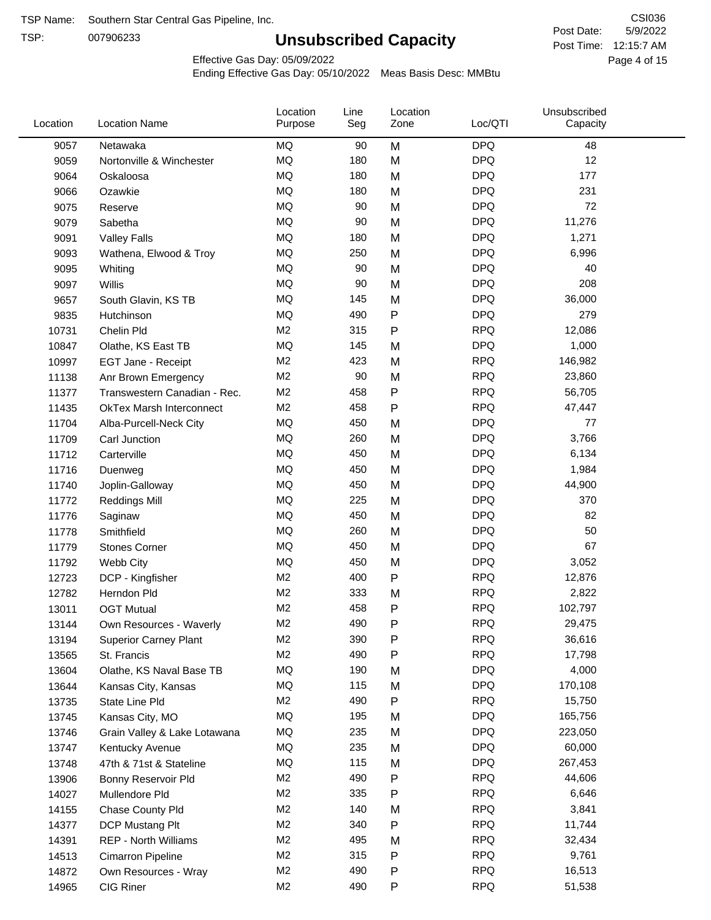TSP Name: Southern Star Central Gas Pipeline, Inc.

TSP: 007906233

# Unsubscribed Capacity

CSI036

Post Date: 5/9/2022

Post Time: 12:15:7 AM

Effective Gas Day: 05/09/2022

Ending Effective Gas Day: 05/10/2022 Meas Basis Desc: MMBtu

| Location | Location Name | Location Purpose | Line Seg | Location Zone | Loc/QTI | Unsubscribed Capacity |
|---|---|---|---|---|---|---|
| 9057 | Netawaka | MQ | 90 | M | DPQ | 48 |
| 9059 | Nortonville & Winchester | MQ | 180 | M | DPQ | 12 |
| 9064 | Oskaloosa | MQ | 180 | M | DPQ | 177 |
| 9066 | Ozawkie | MQ | 180 | M | DPQ | 231 |
| 9075 | Reserve | MQ | 90 | M | DPQ | 72 |
| 9079 | Sabetha | MQ | 90 | M | DPQ | 11,276 |
| 9091 | Valley Falls | MQ | 180 | M | DPQ | 1,271 |
| 9093 | Wathena, Elwood & Troy | MQ | 250 | M | DPQ | 6,996 |
| 9095 | Whiting | MQ | 90 | M | DPQ | 40 |
| 9097 | Willis | MQ | 90 | M | DPQ | 208 |
| 9657 | South Glavin, KS TB | MQ | 145 | M | DPQ | 36,000 |
| 9835 | Hutchinson | MQ | 490 | P | DPQ | 279 |
| 10731 | Chelin Pld | M2 | 315 | P | RPQ | 12,086 |
| 10847 | Olathe, KS East TB | MQ | 145 | M | DPQ | 1,000 |
| 10997 | EGT Jane - Receipt | M2 | 423 | M | RPQ | 146,982 |
| 11138 | Anr Brown Emergency | M2 | 90 | M | RPQ | 23,860 |
| 11377 | Transwestern Canadian - Rec. | M2 | 458 | P | RPQ | 56,705 |
| 11435 | OkTex Marsh Interconnect | M2 | 458 | P | RPQ | 47,447 |
| 11704 | Alba-Purcell-Neck City | MQ | 450 | M | DPQ | 77 |
| 11709 | Carl Junction | MQ | 260 | M | DPQ | 3,766 |
| 11712 | Carterville | MQ | 450 | M | DPQ | 6,134 |
| 11716 | Duenweg | MQ | 450 | M | DPQ | 1,984 |
| 11740 | Joplin-Galloway | MQ | 450 | M | DPQ | 44,900 |
| 11772 | Reddings Mill | MQ | 225 | M | DPQ | 370 |
| 11776 | Saginaw | MQ | 450 | M | DPQ | 82 |
| 11778 | Smithfield | MQ | 260 | M | DPQ | 50 |
| 11779 | Stones Corner | MQ | 450 | M | DPQ | 67 |
| 11792 | Webb City | MQ | 450 | M | DPQ | 3,052 |
| 12723 | DCP - Kingfisher | M2 | 400 | P | RPQ | 12,876 |
| 12782 | Herndon Pld | M2 | 333 | M | RPQ | 2,822 |
| 13011 | OGT Mutual | M2 | 458 | P | RPQ | 102,797 |
| 13144 | Own Resources - Waverly | M2 | 490 | P | RPQ | 29,475 |
| 13194 | Superior Carney Plant | M2 | 390 | P | RPQ | 36,616 |
| 13565 | St. Francis | M2 | 490 | P | RPQ | 17,798 |
| 13604 | Olathe, KS Naval Base TB | MQ | 190 | M | DPQ | 4,000 |
| 13644 | Kansas City, Kansas | MQ | 115 | M | DPQ | 170,108 |
| 13735 | State Line Pld | M2 | 490 | P | RPQ | 15,750 |
| 13745 | Kansas City, MO | MQ | 195 | M | DPQ | 165,756 |
| 13746 | Grain Valley & Lake Lotawana | MQ | 235 | M | DPQ | 223,050 |
| 13747 | Kentucky Avenue | MQ | 235 | M | DPQ | 60,000 |
| 13748 | 47th & 71st & Stateline | MQ | 115 | M | DPQ | 267,453 |
| 13906 | Bonny Reservoir Pld | M2 | 490 | P | RPQ | 44,606 |
| 14027 | Mullendore Pld | M2 | 335 | P | RPQ | 6,646 |
| 14155 | Chase County Pld | M2 | 140 | M | RPQ | 3,841 |
| 14377 | DCP Mustang Plt | M2 | 340 | P | RPQ | 11,744 |
| 14391 | REP - North Williams | M2 | 495 | M | RPQ | 32,434 |
| 14513 | Cimarron Pipeline | M2 | 315 | P | RPQ | 9,761 |
| 14872 | Own Resources - Wray | M2 | 490 | P | RPQ | 16,513 |
| 14965 | CIG Riner | M2 | 490 | P | RPQ | 51,538 |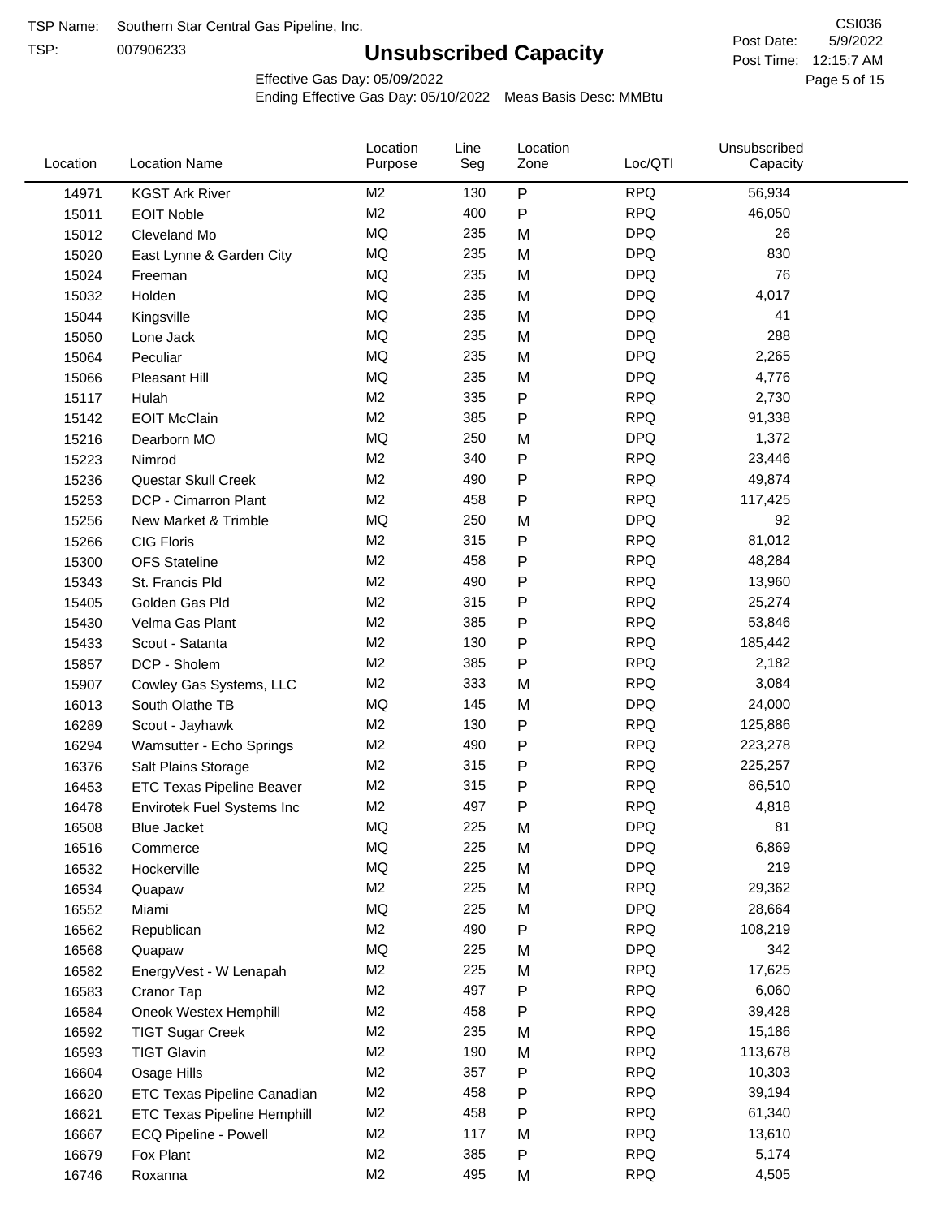TSP Name: Southern Star Central Gas Pipeline, Inc.

TSP: 007906233

# Unsubscribed Capacity

CSI036

Post Date: 5/9/2022

Post Time: 12:15:7 AM

Effective Gas Day: 05/09/2022

Ending Effective Gas Day: 05/10/2022 Meas Basis Desc: MMBtu

| Location | Location Name | Location Purpose | Line Seg | Location Zone | Loc/QTI | Unsubscribed Capacity |
|---|---|---|---|---|---|---|
| 14971 | KGST Ark River | M2 | 130 | P | RPQ | 56,934 |
| 15011 | EOIT Noble | M2 | 400 | P | RPQ | 46,050 |
| 15012 | Cleveland Mo | MQ | 235 | M | DPQ | 26 |
| 15020 | East Lynne & Garden City | MQ | 235 | M | DPQ | 830 |
| 15024 | Freeman | MQ | 235 | M | DPQ | 76 |
| 15032 | Holden | MQ | 235 | M | DPQ | 4,017 |
| 15044 | Kingsville | MQ | 235 | M | DPQ | 41 |
| 15050 | Lone Jack | MQ | 235 | M | DPQ | 288 |
| 15064 | Peculiar | MQ | 235 | M | DPQ | 2,265 |
| 15066 | Pleasant Hill | MQ | 235 | M | DPQ | 4,776 |
| 15117 | Hulah | M2 | 335 | P | RPQ | 2,730 |
| 15142 | EOIT McClain | M2 | 385 | P | RPQ | 91,338 |
| 15216 | Dearborn MO | MQ | 250 | M | DPQ | 1,372 |
| 15223 | Nimrod | M2 | 340 | P | RPQ | 23,446 |
| 15236 | Questar Skull Creek | M2 | 490 | P | RPQ | 49,874 |
| 15253 | DCP - Cimarron Plant | M2 | 458 | P | RPQ | 117,425 |
| 15256 | New Market & Trimble | MQ | 250 | M | DPQ | 92 |
| 15266 | CIG Floris | M2 | 315 | P | RPQ | 81,012 |
| 15300 | OFS Stateline | M2 | 458 | P | RPQ | 48,284 |
| 15343 | St. Francis Pld | M2 | 490 | P | RPQ | 13,960 |
| 15405 | Golden Gas Pld | M2 | 315 | P | RPQ | 25,274 |
| 15430 | Velma Gas Plant | M2 | 385 | P | RPQ | 53,846 |
| 15433 | Scout - Satanta | M2 | 130 | P | RPQ | 185,442 |
| 15857 | DCP - Sholem | M2 | 385 | P | RPQ | 2,182 |
| 15907 | Cowley Gas Systems, LLC | M2 | 333 | M | RPQ | 3,084 |
| 16013 | South Olathe TB | MQ | 145 | M | DPQ | 24,000 |
| 16289 | Scout - Jayhawk | M2 | 130 | P | RPQ | 125,886 |
| 16294 | Wamsutter - Echo Springs | M2 | 490 | P | RPQ | 223,278 |
| 16376 | Salt Plains Storage | M2 | 315 | P | RPQ | 225,257 |
| 16453 | ETC Texas Pipeline Beaver | M2 | 315 | P | RPQ | 86,510 |
| 16478 | Envirotek Fuel Systems Inc | M2 | 497 | P | RPQ | 4,818 |
| 16508 | Blue Jacket | MQ | 225 | M | DPQ | 81 |
| 16516 | Commerce | MQ | 225 | M | DPQ | 6,869 |
| 16532 | Hockerville | MQ | 225 | M | DPQ | 219 |
| 16534 | Quapaw | M2 | 225 | M | RPQ | 29,362 |
| 16552 | Miami | MQ | 225 | M | DPQ | 28,664 |
| 16562 | Republican | M2 | 490 | P | RPQ | 108,219 |
| 16568 | Quapaw | MQ | 225 | M | DPQ | 342 |
| 16582 | EnergyVest - W Lenapah | M2 | 225 | M | RPQ | 17,625 |
| 16583 | Cranor Tap | M2 | 497 | P | RPQ | 6,060 |
| 16584 | Oneok Westex Hemphill | M2 | 458 | P | RPQ | 39,428 |
| 16592 | TIGT Sugar Creek | M2 | 235 | M | RPQ | 15,186 |
| 16593 | TIGT Glavin | M2 | 190 | M | RPQ | 113,678 |
| 16604 | Osage Hills | M2 | 357 | P | RPQ | 10,303 |
| 16620 | ETC Texas Pipeline Canadian | M2 | 458 | P | RPQ | 39,194 |
| 16621 | ETC Texas Pipeline Hemphill | M2 | 458 | P | RPQ | 61,340 |
| 16667 | ECQ Pipeline - Powell | M2 | 117 | M | RPQ | 13,610 |
| 16679 | Fox Plant | M2 | 385 | P | RPQ | 5,174 |
| 16746 | Roxanna | M2 | 495 | M | RPQ | 4,505 |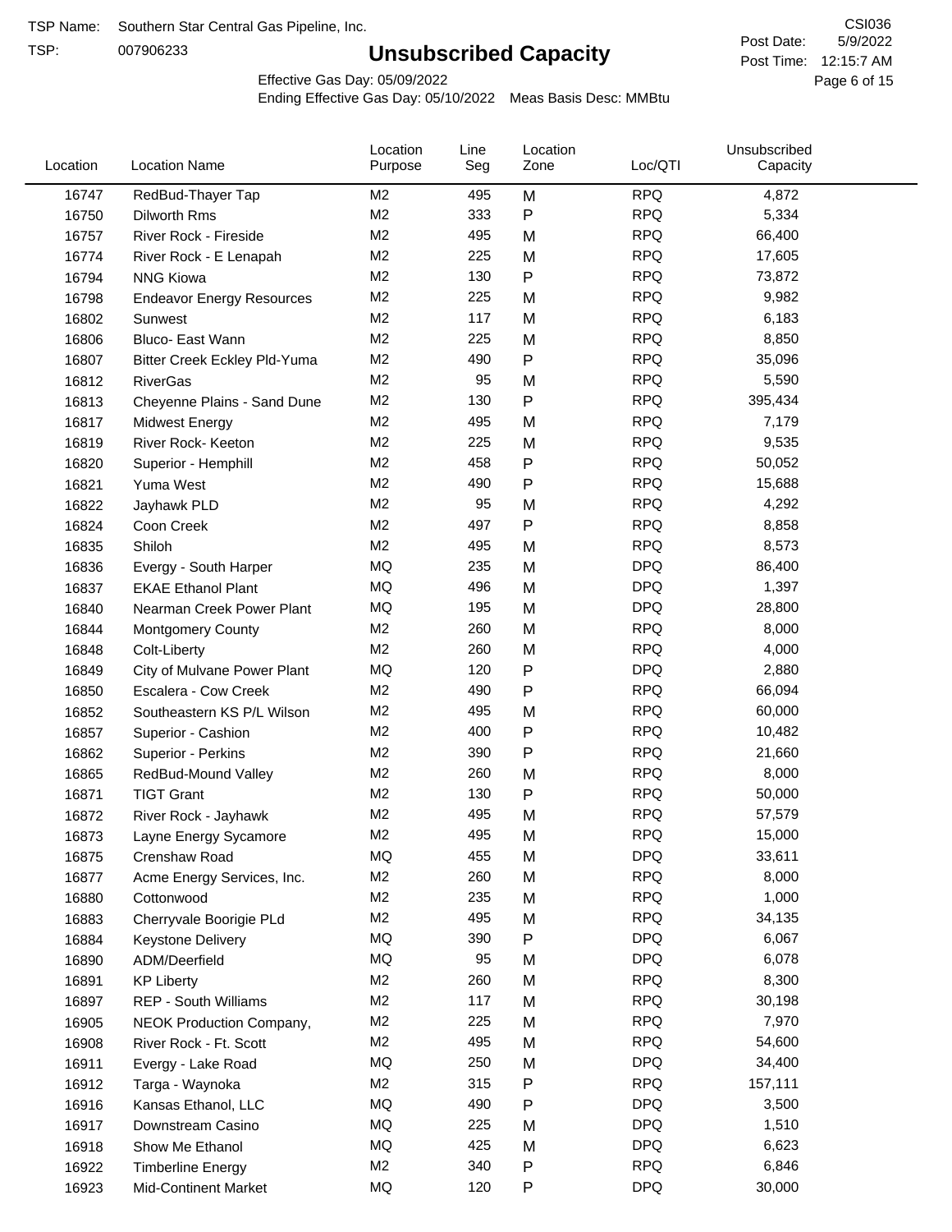TSP Name: Southern Star Central Gas Pipeline, Inc.

TSP: 007906233

# Unsubscribed Capacity

CSI036

Post Date: 5/9/2022

Post Time: 12:15:7 AM

Effective Gas Day: 05/09/2022

Ending Effective Gas Day: 05/10/2022 Meas Basis Desc: MMBtu

| Location | Location Name | Location Purpose | Line Seg | Location Zone | Loc/QTI | Unsubscribed Capacity |
|---|---|---|---|---|---|---|
| 16747 | RedBud-Thayer Tap | M2 | 495 | M | RPQ | 4,872 |
| 16750 | Dilworth Rms | M2 | 333 | P | RPQ | 5,334 |
| 16757 | River Rock - Fireside | M2 | 495 | M | RPQ | 66,400 |
| 16774 | River Rock - E Lenapah | M2 | 225 | M | RPQ | 17,605 |
| 16794 | NNG Kiowa | M2 | 130 | P | RPQ | 73,872 |
| 16798 | Endeavor Energy Resources | M2 | 225 | M | RPQ | 9,982 |
| 16802 | Sunwest | M2 | 117 | M | RPQ | 6,183 |
| 16806 | Bluco- East Wann | M2 | 225 | M | RPQ | 8,850 |
| 16807 | Bitter Creek Eckley Pld-Yuma | M2 | 490 | P | RPQ | 35,096 |
| 16812 | RiverGas | M2 | 95 | M | RPQ | 5,590 |
| 16813 | Cheyenne Plains - Sand Dune | M2 | 130 | P | RPQ | 395,434 |
| 16817 | Midwest Energy | M2 | 495 | M | RPQ | 7,179 |
| 16819 | River Rock- Keeton | M2 | 225 | M | RPQ | 9,535 |
| 16820 | Superior - Hemphill | M2 | 458 | P | RPQ | 50,052 |
| 16821 | Yuma West | M2 | 490 | P | RPQ | 15,688 |
| 16822 | Jayhawk PLD | M2 | 95 | M | RPQ | 4,292 |
| 16824 | Coon Creek | M2 | 497 | P | RPQ | 8,858 |
| 16835 | Shiloh | M2 | 495 | M | RPQ | 8,573 |
| 16836 | Evergy - South Harper | MQ | 235 | M | DPQ | 86,400 |
| 16837 | EKAE Ethanol Plant | MQ | 496 | M | DPQ | 1,397 |
| 16840 | Nearman Creek Power Plant | MQ | 195 | M | DPQ | 28,800 |
| 16844 | Montgomery County | M2 | 260 | M | RPQ | 8,000 |
| 16848 | Colt-Liberty | M2 | 260 | M | RPQ | 4,000 |
| 16849 | City of Mulvane Power Plant | MQ | 120 | P | DPQ | 2,880 |
| 16850 | Escalera - Cow Creek | M2 | 490 | P | RPQ | 66,094 |
| 16852 | Southeastern KS P/L Wilson | M2 | 495 | M | RPQ | 60,000 |
| 16857 | Superior - Cashion | M2 | 400 | P | RPQ | 10,482 |
| 16862 | Superior - Perkins | M2 | 390 | P | RPQ | 21,660 |
| 16865 | RedBud-Mound Valley | M2 | 260 | M | RPQ | 8,000 |
| 16871 | TIGT Grant | M2 | 130 | P | RPQ | 50,000 |
| 16872 | River Rock - Jayhawk | M2 | 495 | M | RPQ | 57,579 |
| 16873 | Layne Energy Sycamore | M2 | 495 | M | RPQ | 15,000 |
| 16875 | Crenshaw Road | MQ | 455 | M | DPQ | 33,611 |
| 16877 | Acme Energy Services, Inc. | M2 | 260 | M | RPQ | 8,000 |
| 16880 | Cottonwood | M2 | 235 | M | RPQ | 1,000 |
| 16883 | Cherryvale Boorigie PLd | M2 | 495 | M | RPQ | 34,135 |
| 16884 | Keystone Delivery | MQ | 390 | P | DPQ | 6,067 |
| 16890 | ADM/Deerfield | MQ | 95 | M | DPQ | 6,078 |
| 16891 | KP Liberty | M2 | 260 | M | RPQ | 8,300 |
| 16897 | REP - South Williams | M2 | 117 | M | RPQ | 30,198 |
| 16905 | NEOK Production Company, | M2 | 225 | M | RPQ | 7,970 |
| 16908 | River Rock - Ft. Scott | M2 | 495 | M | RPQ | 54,600 |
| 16911 | Evergy - Lake Road | MQ | 250 | M | DPQ | 34,400 |
| 16912 | Targa - Waynoka | M2 | 315 | P | RPQ | 157,111 |
| 16916 | Kansas Ethanol, LLC | MQ | 490 | P | DPQ | 3,500 |
| 16917 | Downstream Casino | MQ | 225 | M | DPQ | 1,510 |
| 16918 | Show Me Ethanol | MQ | 425 | M | DPQ | 6,623 |
| 16922 | Timberline Energy | M2 | 340 | P | RPQ | 6,846 |
| 16923 | Mid-Continent Market | MQ | 120 | P | DPQ | 30,000 |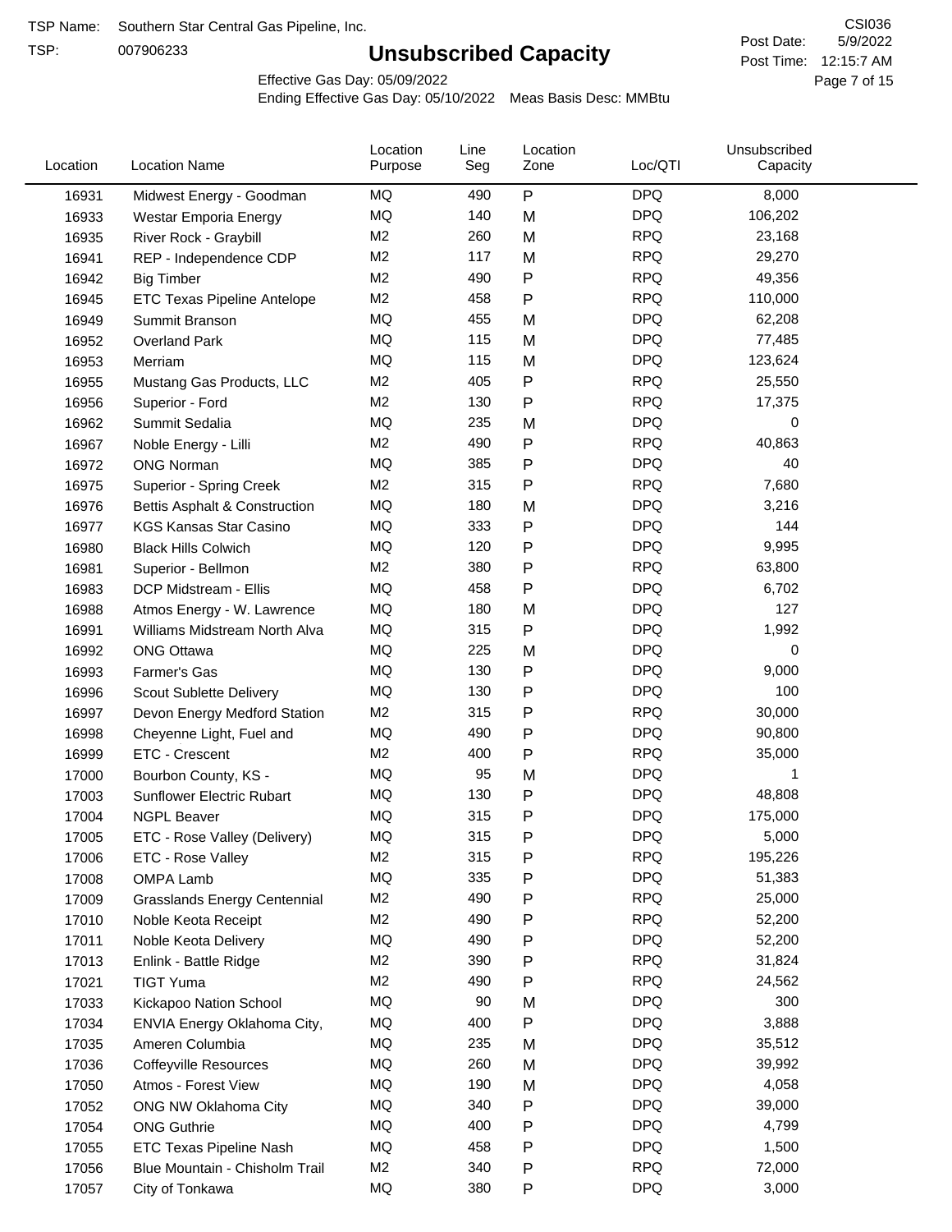TSP Name: Southern Star Central Gas Pipeline, Inc.

TSP: 007906233

# Unsubscribed Capacity

CSI036

Post Date: 5/9/2022

Post Time: 12:15:7 AM

Effective Gas Day: 05/09/2022

Ending Effective Gas Day: 05/10/2022 Meas Basis Desc: MMBtu

| Location | Location Name | Location Purpose | Line Seg | Location Zone | Loc/QTI | Unsubscribed Capacity |
|---|---|---|---|---|---|---|
| 16931 | Midwest Energy - Goodman | MQ | 490 | P | DPQ | 8,000 |
| 16933 | Westar Emporia Energy | MQ | 140 | M | DPQ | 106,202 |
| 16935 | River Rock - Graybill | M2 | 260 | M | RPQ | 23,168 |
| 16941 | REP - Independence CDP | M2 | 117 | M | RPQ | 29,270 |
| 16942 | Big Timber | M2 | 490 | P | RPQ | 49,356 |
| 16945 | ETC Texas Pipeline Antelope | M2 | 458 | P | RPQ | 110,000 |
| 16949 | Summit Branson | MQ | 455 | M | DPQ | 62,208 |
| 16952 | Overland Park | MQ | 115 | M | DPQ | 77,485 |
| 16953 | Merriam | MQ | 115 | M | DPQ | 123,624 |
| 16955 | Mustang Gas Products, LLC | M2 | 405 | P | RPQ | 25,550 |
| 16956 | Superior - Ford | M2 | 130 | P | RPQ | 17,375 |
| 16962 | Summit Sedalia | MQ | 235 | M | DPQ | 0 |
| 16967 | Noble Energy - Lilli | M2 | 490 | P | RPQ | 40,863 |
| 16972 | ONG Norman | MQ | 385 | P | DPQ | 40 |
| 16975 | Superior - Spring Creek | M2 | 315 | P | RPQ | 7,680 |
| 16976 | Bettis Asphalt & Construction | MQ | 180 | M | DPQ | 3,216 |
| 16977 | KGS Kansas Star Casino | MQ | 333 | P | DPQ | 144 |
| 16980 | Black Hills Colwich | MQ | 120 | P | DPQ | 9,995 |
| 16981 | Superior - Bellmon | M2 | 380 | P | RPQ | 63,800 |
| 16983 | DCP Midstream - Ellis | MQ | 458 | P | DPQ | 6,702 |
| 16988 | Atmos Energy - W. Lawrence | MQ | 180 | M | DPQ | 127 |
| 16991 | Williams Midstream North Alva | MQ | 315 | P | DPQ | 1,992 |
| 16992 | ONG Ottawa | MQ | 225 | M | DPQ | 0 |
| 16993 | Farmer's Gas | MQ | 130 | P | DPQ | 9,000 |
| 16996 | Scout Sublette Delivery | MQ | 130 | P | DPQ | 100 |
| 16997 | Devon Energy Medford Station | M2 | 315 | P | RPQ | 30,000 |
| 16998 | Cheyenne Light, Fuel and | MQ | 490 | P | DPQ | 90,800 |
| 16999 | ETC - Crescent | M2 | 400 | P | RPQ | 35,000 |
| 17000 | Bourbon County, KS - | MQ | 95 | M | DPQ | 1 |
| 17003 | Sunflower Electric Rubart | MQ | 130 | P | DPQ | 48,808 |
| 17004 | NGPL Beaver | MQ | 315 | P | DPQ | 175,000 |
| 17005 | ETC - Rose Valley (Delivery) | MQ | 315 | P | DPQ | 5,000 |
| 17006 | ETC - Rose Valley | M2 | 315 | P | RPQ | 195,226 |
| 17008 | OMPA Lamb | MQ | 335 | P | DPQ | 51,383 |
| 17009 | Grasslands Energy Centennial | M2 | 490 | P | RPQ | 25,000 |
| 17010 | Noble Keota Receipt | M2 | 490 | P | RPQ | 52,200 |
| 17011 | Noble Keota Delivery | MQ | 490 | P | DPQ | 52,200 |
| 17013 | Enlink - Battle Ridge | M2 | 390 | P | RPQ | 31,824 |
| 17021 | TIGT Yuma | M2 | 490 | P | RPQ | 24,562 |
| 17033 | Kickapoo Nation School | MQ | 90 | M | DPQ | 300 |
| 17034 | ENVIA Energy Oklahoma City, | MQ | 400 | P | DPQ | 3,888 |
| 17035 | Ameren Columbia | MQ | 235 | M | DPQ | 35,512 |
| 17036 | Coffeyville Resources | MQ | 260 | M | DPQ | 39,992 |
| 17050 | Atmos - Forest View | MQ | 190 | M | DPQ | 4,058 |
| 17052 | ONG NW Oklahoma City | MQ | 340 | P | DPQ | 39,000 |
| 17054 | ONG Guthrie | MQ | 400 | P | DPQ | 4,799 |
| 17055 | ETC Texas Pipeline Nash | MQ | 458 | P | DPQ | 1,500 |
| 17056 | Blue Mountain - Chisholm Trail | M2 | 340 | P | RPQ | 72,000 |
| 17057 | City of Tonkawa | MQ | 380 | P | DPQ | 3,000 |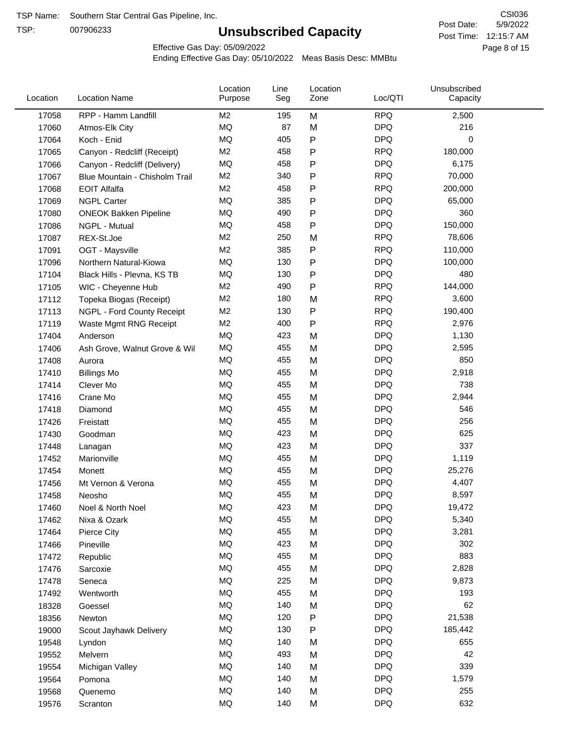TSP Name: Southern Star Central Gas Pipeline, Inc.

TSP: 007906233

# Unsubscribed Capacity

CSI036

Post Date: 5/9/2022

Post Time: 12:15:7 AM

Effective Gas Day: 05/09/2022

Ending Effective Gas Day: 05/10/2022 Meas Basis Desc: MMBtu

| Location | Location Name | Location Purpose | Line Seg | Location Zone | Loc/QTI | Unsubscribed Capacity |
|---|---|---|---|---|---|---|
| 17058 | RPP - Hamm Landfill | M2 | 195 | M | RPQ | 2,500 |
| 17060 | Atmos-Elk City | MQ | 87 | M | DPQ | 216 |
| 17064 | Koch - Enid | MQ | 405 | P | DPQ | 0 |
| 17065 | Canyon - Redcliff (Receipt) | M2 | 458 | P | RPQ | 180,000 |
| 17066 | Canyon - Redcliff (Delivery) | MQ | 458 | P | DPQ | 6,175 |
| 17067 | Blue Mountain - Chisholm Trail | M2 | 340 | P | RPQ | 70,000 |
| 17068 | EOIT Alfalfa | M2 | 458 | P | RPQ | 200,000 |
| 17069 | NGPL Carter | MQ | 385 | P | DPQ | 65,000 |
| 17080 | ONEOK Bakken Pipeline | MQ | 490 | P | DPQ | 360 |
| 17086 | NGPL - Mutual | MQ | 458 | P | DPQ | 150,000 |
| 17087 | REX-St.Joe | M2 | 250 | M | RPQ | 78,606 |
| 17091 | OGT - Maysville | M2 | 385 | P | RPQ | 110,000 |
| 17096 | Northern Natural-Kiowa | MQ | 130 | P | DPQ | 100,000 |
| 17104 | Black Hills - Plevna, KS TB | MQ | 130 | P | DPQ | 480 |
| 17105 | WIC - Cheyenne Hub | M2 | 490 | P | RPQ | 144,000 |
| 17112 | Topeka Biogas (Receipt) | M2 | 180 | M | RPQ | 3,600 |
| 17113 | NGPL - Ford County Receipt | M2 | 130 | P | RPQ | 190,400 |
| 17119 | Waste Mgmt RNG Receipt | M2 | 400 | P | RPQ | 2,976 |
| 17404 | Anderson | MQ | 423 | M | DPQ | 1,130 |
| 17406 | Ash Grove, Walnut Grove & Wil | MQ | 455 | M | DPQ | 2,595 |
| 17408 | Aurora | MQ | 455 | M | DPQ | 850 |
| 17410 | Billings Mo | MQ | 455 | M | DPQ | 2,918 |
| 17414 | Clever Mo | MQ | 455 | M | DPQ | 738 |
| 17416 | Crane Mo | MQ | 455 | M | DPQ | 2,944 |
| 17418 | Diamond | MQ | 455 | M | DPQ | 546 |
| 17426 | Freistatt | MQ | 455 | M | DPQ | 256 |
| 17430 | Goodman | MQ | 423 | M | DPQ | 625 |
| 17448 | Lanagan | MQ | 423 | M | DPQ | 337 |
| 17452 | Marionville | MQ | 455 | M | DPQ | 1,119 |
| 17454 | Monett | MQ | 455 | M | DPQ | 25,276 |
| 17456 | Mt Vernon & Verona | MQ | 455 | M | DPQ | 4,407 |
| 17458 | Neosho | MQ | 455 | M | DPQ | 8,597 |
| 17460 | Noel & North Noel | MQ | 423 | M | DPQ | 19,472 |
| 17462 | Nixa & Ozark | MQ | 455 | M | DPQ | 5,340 |
| 17464 | Pierce City | MQ | 455 | M | DPQ | 3,281 |
| 17466 | Pineville | MQ | 423 | M | DPQ | 302 |
| 17472 | Republic | MQ | 455 | M | DPQ | 883 |
| 17476 | Sarcoxie | MQ | 455 | M | DPQ | 2,828 |
| 17478 | Seneca | MQ | 225 | M | DPQ | 9,873 |
| 17492 | Wentworth | MQ | 455 | M | DPQ | 193 |
| 18328 | Goessel | MQ | 140 | M | DPQ | 62 |
| 18356 | Newton | MQ | 120 | P | DPQ | 21,538 |
| 19000 | Scout Jayhawk Delivery | MQ | 130 | P | DPQ | 185,442 |
| 19548 | Lyndon | MQ | 140 | M | DPQ | 655 |
| 19552 | Melvern | MQ | 493 | M | DPQ | 42 |
| 19554 | Michigan Valley | MQ | 140 | M | DPQ | 339 |
| 19564 | Pomona | MQ | 140 | M | DPQ | 1,579 |
| 19568 | Quenemo | MQ | 140 | M | DPQ | 255 |
| 19576 | Scranton | MQ | 140 | M | DPQ | 632 |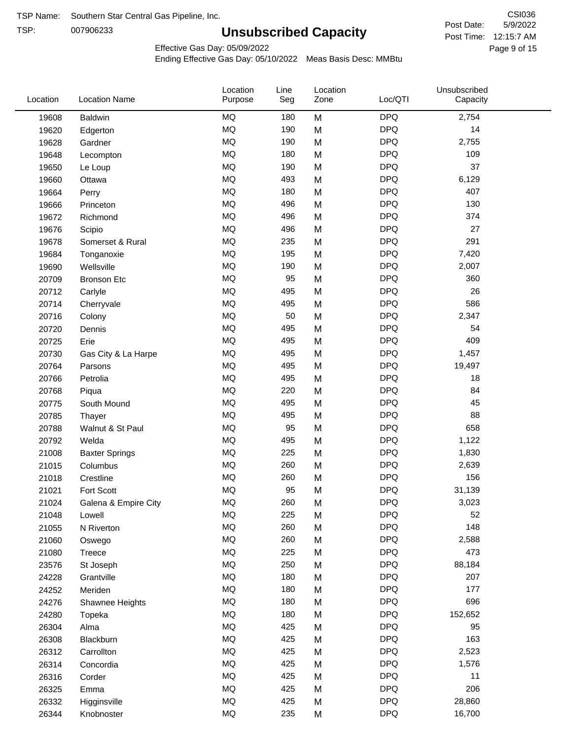TSP Name: Southern Star Central Gas Pipeline, Inc.

TSP: 007906233

# Unsubscribed Capacity

CSI036

Post Date: 5/9/2022

Post Time: 12:15:7 AM

Effective Gas Day: 05/09/2022

Ending Effective Gas Day: 05/10/2022 Meas Basis Desc: MMBtu

| Location | Location Name | Location Purpose | Line Seg | Location Zone | Loc/QTI | Unsubscribed Capacity |
|---|---|---|---|---|---|---|
| 19608 | Baldwin | MQ | 180 | M | DPQ | 2,754 |
| 19620 | Edgerton | MQ | 190 | M | DPQ | 14 |
| 19628 | Gardner | MQ | 190 | M | DPQ | 2,755 |
| 19648 | Lecompton | MQ | 180 | M | DPQ | 109 |
| 19650 | Le Loup | MQ | 190 | M | DPQ | 37 |
| 19660 | Ottawa | MQ | 493 | M | DPQ | 6,129 |
| 19664 | Perry | MQ | 180 | M | DPQ | 407 |
| 19666 | Princeton | MQ | 496 | M | DPQ | 130 |
| 19672 | Richmond | MQ | 496 | M | DPQ | 374 |
| 19676 | Scipio | MQ | 496 | M | DPQ | 27 |
| 19678 | Somerset & Rural | MQ | 235 | M | DPQ | 291 |
| 19684 | Tonganoxie | MQ | 195 | M | DPQ | 7,420 |
| 19690 | Wellsville | MQ | 190 | M | DPQ | 2,007 |
| 20709 | Bronson Etc | MQ | 95 | M | DPQ | 360 |
| 20712 | Carlyle | MQ | 495 | M | DPQ | 26 |
| 20714 | Cherryvale | MQ | 495 | M | DPQ | 586 |
| 20716 | Colony | MQ | 50 | M | DPQ | 2,347 |
| 20720 | Dennis | MQ | 495 | M | DPQ | 54 |
| 20725 | Erie | MQ | 495 | M | DPQ | 409 |
| 20730 | Gas City & La Harpe | MQ | 495 | M | DPQ | 1,457 |
| 20764 | Parsons | MQ | 495 | M | DPQ | 19,497 |
| 20766 | Petrolia | MQ | 495 | M | DPQ | 18 |
| 20768 | Piqua | MQ | 220 | M | DPQ | 84 |
| 20775 | South Mound | MQ | 495 | M | DPQ | 45 |
| 20785 | Thayer | MQ | 495 | M | DPQ | 88 |
| 20788 | Walnut & St Paul | MQ | 95 | M | DPQ | 658 |
| 20792 | Welda | MQ | 495 | M | DPQ | 1,122 |
| 21008 | Baxter Springs | MQ | 225 | M | DPQ | 1,830 |
| 21015 | Columbus | MQ | 260 | M | DPQ | 2,639 |
| 21018 | Crestline | MQ | 260 | M | DPQ | 156 |
| 21021 | Fort Scott | MQ | 95 | M | DPQ | 31,139 |
| 21024 | Galena & Empire City | MQ | 260 | M | DPQ | 3,023 |
| 21048 | Lowell | MQ | 225 | M | DPQ | 52 |
| 21055 | N Riverton | MQ | 260 | M | DPQ | 148 |
| 21060 | Oswego | MQ | 260 | M | DPQ | 2,588 |
| 21080 | Treece | MQ | 225 | M | DPQ | 473 |
| 23576 | St Joseph | MQ | 250 | M | DPQ | 88,184 |
| 24228 | Grantville | MQ | 180 | M | DPQ | 207 |
| 24252 | Meriden | MQ | 180 | M | DPQ | 177 |
| 24276 | Shawnee Heights | MQ | 180 | M | DPQ | 696 |
| 24280 | Topeka | MQ | 180 | M | DPQ | 152,652 |
| 26304 | Alma | MQ | 425 | M | DPQ | 95 |
| 26308 | Blackburn | MQ | 425 | M | DPQ | 163 |
| 26312 | Carrollton | MQ | 425 | M | DPQ | 2,523 |
| 26314 | Concordia | MQ | 425 | M | DPQ | 1,576 |
| 26316 | Corder | MQ | 425 | M | DPQ | 11 |
| 26325 | Emma | MQ | 425 | M | DPQ | 206 |
| 26332 | Higginsville | MQ | 425 | M | DPQ | 28,860 |
| 26344 | Knobnoster | MQ | 235 | M | DPQ | 16,700 |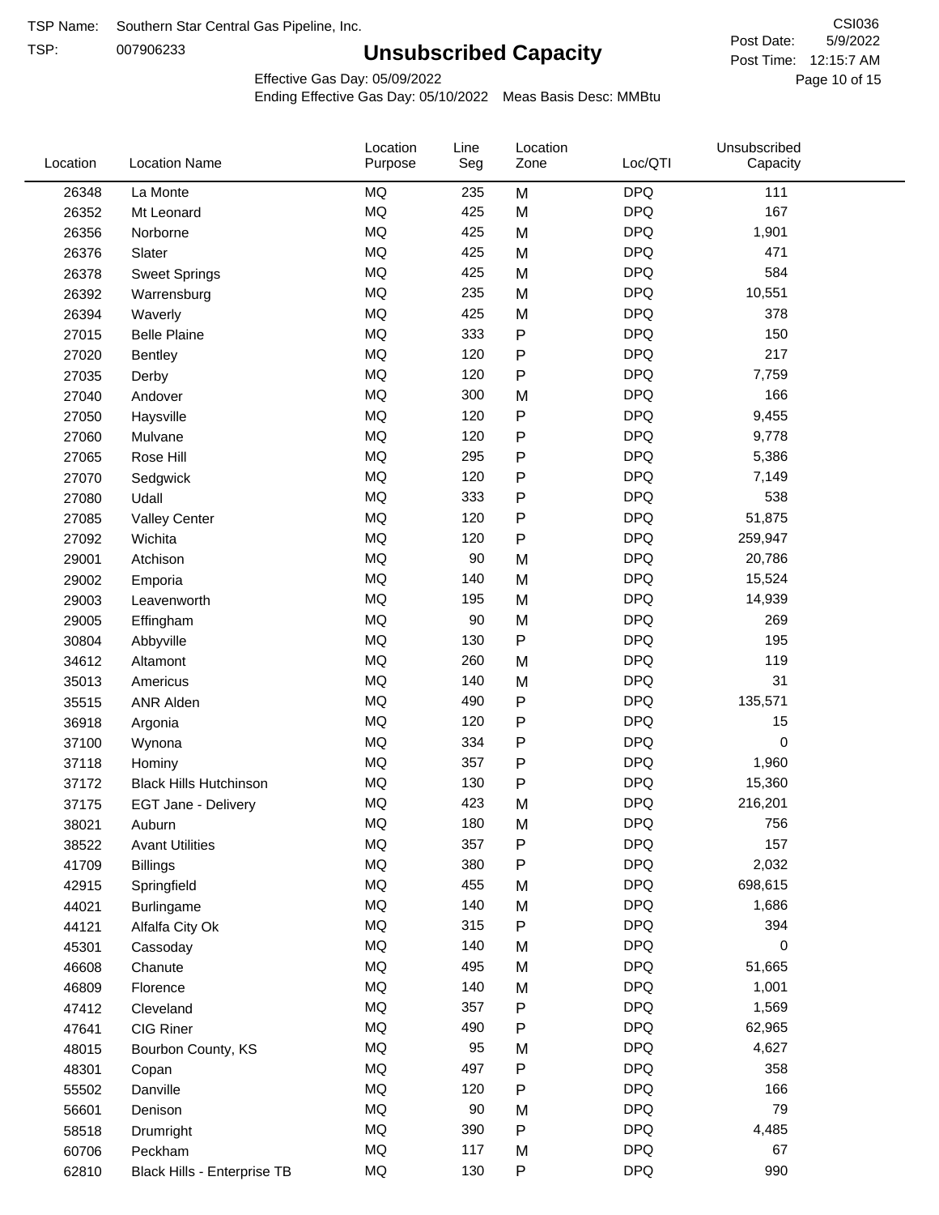TSP Name: Southern Star Central Gas Pipeline, Inc.

TSP: 007906233

# Unsubscribed Capacity

CSI036

Post Date: 5/9/2022

Post Time: 12:15:7 AM

Effective Gas Day: 05/09/2022

Ending Effective Gas Day: 05/10/2022 Meas Basis Desc: MMBtu

| Location | Location Name | Location Purpose | Line Seg | Location Zone | Loc/QTI | Unsubscribed Capacity |
|---|---|---|---|---|---|---|
| 26348 | La Monte | MQ | 235 | M | DPQ | 111 |
| 26352 | Mt Leonard | MQ | 425 | M | DPQ | 167 |
| 26356 | Norborne | MQ | 425 | M | DPQ | 1,901 |
| 26376 | Slater | MQ | 425 | M | DPQ | 471 |
| 26378 | Sweet Springs | MQ | 425 | M | DPQ | 584 |
| 26392 | Warrensburg | MQ | 235 | M | DPQ | 10,551 |
| 26394 | Waverly | MQ | 425 | M | DPQ | 378 |
| 27015 | Belle Plaine | MQ | 333 | P | DPQ | 150 |
| 27020 | Bentley | MQ | 120 | P | DPQ | 217 |
| 27035 | Derby | MQ | 120 | P | DPQ | 7,759 |
| 27040 | Andover | MQ | 300 | M | DPQ | 166 |
| 27050 | Haysville | MQ | 120 | P | DPQ | 9,455 |
| 27060 | Mulvane | MQ | 120 | P | DPQ | 9,778 |
| 27065 | Rose Hill | MQ | 295 | P | DPQ | 5,386 |
| 27070 | Sedgwick | MQ | 120 | P | DPQ | 7,149 |
| 27080 | Udall | MQ | 333 | P | DPQ | 538 |
| 27085 | Valley Center | MQ | 120 | P | DPQ | 51,875 |
| 27092 | Wichita | MQ | 120 | P | DPQ | 259,947 |
| 29001 | Atchison | MQ | 90 | M | DPQ | 20,786 |
| 29002 | Emporia | MQ | 140 | M | DPQ | 15,524 |
| 29003 | Leavenworth | MQ | 195 | M | DPQ | 14,939 |
| 29005 | Effingham | MQ | 90 | M | DPQ | 269 |
| 30804 | Abbyville | MQ | 130 | P | DPQ | 195 |
| 34612 | Altamont | MQ | 260 | M | DPQ | 119 |
| 35013 | Americus | MQ | 140 | M | DPQ | 31 |
| 35515 | ANR Alden | MQ | 490 | P | DPQ | 135,571 |
| 36918 | Argonia | MQ | 120 | P | DPQ | 15 |
| 37100 | Wynona | MQ | 334 | P | DPQ | 0 |
| 37118 | Hominy | MQ | 357 | P | DPQ | 1,960 |
| 37172 | Black Hills Hutchinson | MQ | 130 | P | DPQ | 15,360 |
| 37175 | EGT Jane - Delivery | MQ | 423 | M | DPQ | 216,201 |
| 38021 | Auburn | MQ | 180 | M | DPQ | 756 |
| 38522 | Avant Utilities | MQ | 357 | P | DPQ | 157 |
| 41709 | Billings | MQ | 380 | P | DPQ | 2,032 |
| 42915 | Springfield | MQ | 455 | M | DPQ | 698,615 |
| 44021 | Burlingame | MQ | 140 | M | DPQ | 1,686 |
| 44121 | Alfalfa City Ok | MQ | 315 | P | DPQ | 394 |
| 45301 | Cassoday | MQ | 140 | M | DPQ | 0 |
| 46608 | Chanute | MQ | 495 | M | DPQ | 51,665 |
| 46809 | Florence | MQ | 140 | M | DPQ | 1,001 |
| 47412 | Cleveland | MQ | 357 | P | DPQ | 1,569 |
| 47641 | CIG Riner | MQ | 490 | P | DPQ | 62,965 |
| 48015 | Bourbon County, KS | MQ | 95 | M | DPQ | 4,627 |
| 48301 | Copan | MQ | 497 | P | DPQ | 358 |
| 55502 | Danville | MQ | 120 | P | DPQ | 166 |
| 56601 | Denison | MQ | 90 | M | DPQ | 79 |
| 58518 | Drumright | MQ | 390 | P | DPQ | 4,485 |
| 60706 | Peckham | MQ | 117 | M | DPQ | 67 |
| 62810 | Black Hills - Enterprise TB | MQ | 130 | P | DPQ | 990 |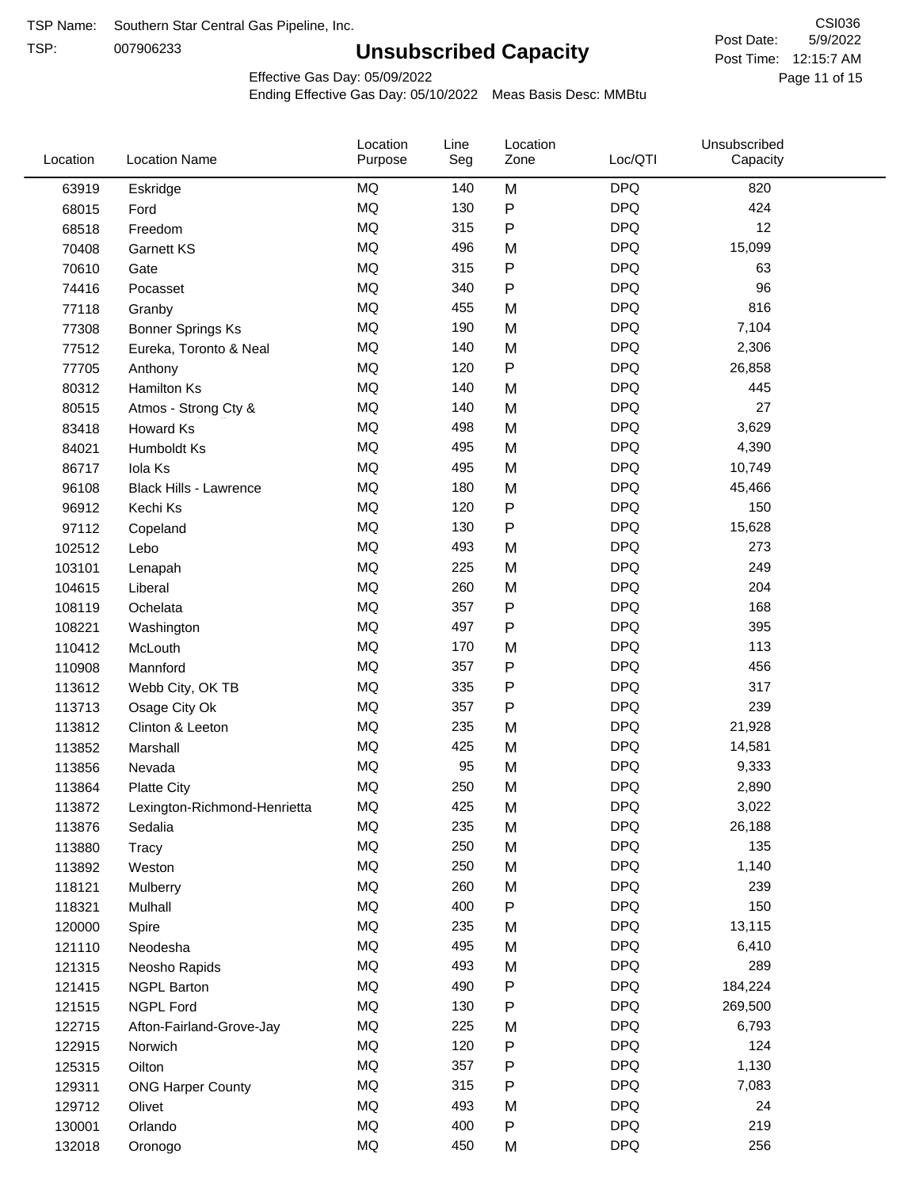TSP Name: Southern Star Central Gas Pipeline, Inc.

TSP: 007906233

# Unsubscribed Capacity

CSI036

Post Date: 5/9/2022

Post Time: 12:15:7 AM

Effective Gas Day: 05/09/2022

Ending Effective Gas Day: 05/10/2022 Meas Basis Desc: MMBtu

| Location | Location Name | Location Purpose | Line Seg | Location Zone | Loc/QTI | Unsubscribed Capacity |
|---|---|---|---|---|---|---|
| 63919 | Eskridge | MQ | 140 | M | DPQ | 820 |
| 68015 | Ford | MQ | 130 | P | DPQ | 424 |
| 68518 | Freedom | MQ | 315 | P | DPQ | 12 |
| 70408 | Garnett KS | MQ | 496 | M | DPQ | 15,099 |
| 70610 | Gate | MQ | 315 | P | DPQ | 63 |
| 74416 | Pocasset | MQ | 340 | P | DPQ | 96 |
| 77118 | Granby | MQ | 455 | M | DPQ | 816 |
| 77308 | Bonner Springs Ks | MQ | 190 | M | DPQ | 7,104 |
| 77512 | Eureka, Toronto & Neal | MQ | 140 | M | DPQ | 2,306 |
| 77705 | Anthony | MQ | 120 | P | DPQ | 26,858 |
| 80312 | Hamilton Ks | MQ | 140 | M | DPQ | 445 |
| 80515 | Atmos - Strong Cty & | MQ | 140 | M | DPQ | 27 |
| 83418 | Howard Ks | MQ | 498 | M | DPQ | 3,629 |
| 84021 | Humboldt Ks | MQ | 495 | M | DPQ | 4,390 |
| 86717 | Iola Ks | MQ | 495 | M | DPQ | 10,749 |
| 96108 | Black Hills - Lawrence | MQ | 180 | M | DPQ | 45,466 |
| 96912 | Kechi Ks | MQ | 120 | P | DPQ | 150 |
| 97112 | Copeland | MQ | 130 | P | DPQ | 15,628 |
| 102512 | Lebo | MQ | 493 | M | DPQ | 273 |
| 103101 | Lenapah | MQ | 225 | M | DPQ | 249 |
| 104615 | Liberal | MQ | 260 | M | DPQ | 204 |
| 108119 | Ochelata | MQ | 357 | P | DPQ | 168 |
| 108221 | Washington | MQ | 497 | P | DPQ | 395 |
| 110412 | McLouth | MQ | 170 | M | DPQ | 113 |
| 110908 | Mannford | MQ | 357 | P | DPQ | 456 |
| 113612 | Webb City, OK TB | MQ | 335 | P | DPQ | 317 |
| 113713 | Osage City Ok | MQ | 357 | P | DPQ | 239 |
| 113812 | Clinton & Leeton | MQ | 235 | M | DPQ | 21,928 |
| 113852 | Marshall | MQ | 425 | M | DPQ | 14,581 |
| 113856 | Nevada | MQ | 95 | M | DPQ | 9,333 |
| 113864 | Platte City | MQ | 250 | M | DPQ | 2,890 |
| 113872 | Lexington-Richmond-Henrietta | MQ | 425 | M | DPQ | 3,022 |
| 113876 | Sedalia | MQ | 235 | M | DPQ | 26,188 |
| 113880 | Tracy | MQ | 250 | M | DPQ | 135 |
| 113892 | Weston | MQ | 250 | M | DPQ | 1,140 |
| 118121 | Mulberry | MQ | 260 | M | DPQ | 239 |
| 118321 | Mulhall | MQ | 400 | P | DPQ | 150 |
| 120000 | Spire | MQ | 235 | M | DPQ | 13,115 |
| 121110 | Neodesha | MQ | 495 | M | DPQ | 6,410 |
| 121315 | Neosho Rapids | MQ | 493 | M | DPQ | 289 |
| 121415 | NGPL Barton | MQ | 490 | P | DPQ | 184,224 |
| 121515 | NGPL Ford | MQ | 130 | P | DPQ | 269,500 |
| 122715 | Afton-Fairland-Grove-Jay | MQ | 225 | M | DPQ | 6,793 |
| 122915 | Norwich | MQ | 120 | P | DPQ | 124 |
| 125315 | Oilton | MQ | 357 | P | DPQ | 1,130 |
| 129311 | ONG Harper County | MQ | 315 | P | DPQ | 7,083 |
| 129712 | Olivet | MQ | 493 | M | DPQ | 24 |
| 130001 | Orlando | MQ | 400 | P | DPQ | 219 |
| 132018 | Oronogo | MQ | 450 | M | DPQ | 256 |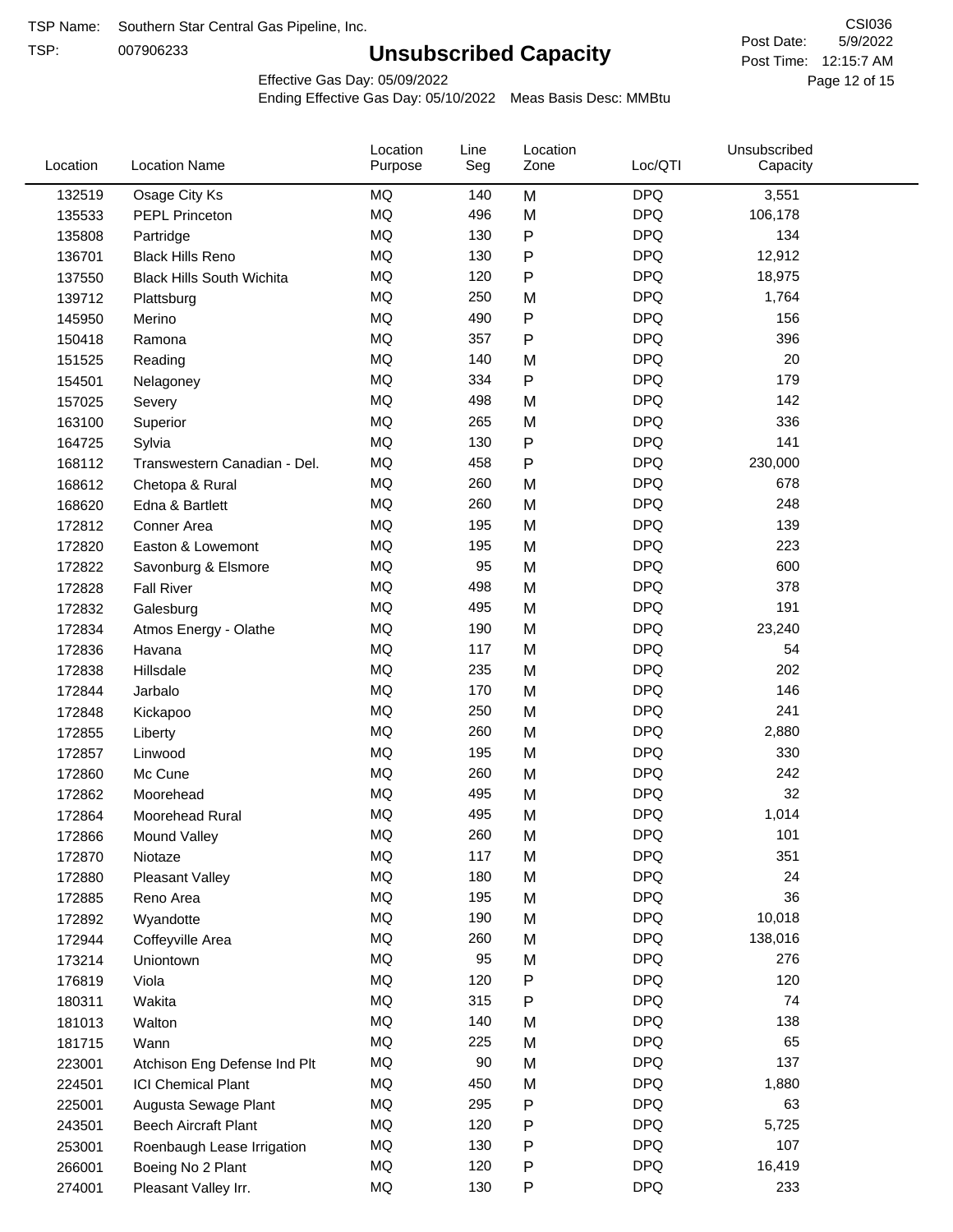TSP Name: Southern Star Central Gas Pipeline, Inc.

TSP: 007906233

# Unsubscribed Capacity

CSI036

Post Date: 5/9/2022

Post Time: 12:15:7 AM

Effective Gas Day: 05/09/2022

Ending Effective Gas Day: 05/10/2022 Meas Basis Desc: MMBtu

| Location | Location Name | Location Purpose | Line Seg | Location Zone | Loc/QTI | Unsubscribed Capacity |
|---|---|---|---|---|---|---|
| 132519 | Osage City Ks | MQ | 140 | M | DPQ | 3,551 |
| 135533 | PEPL Princeton | MQ | 496 | M | DPQ | 106,178 |
| 135808 | Partridge | MQ | 130 | P | DPQ | 134 |
| 136701 | Black Hills Reno | MQ | 130 | P | DPQ | 12,912 |
| 137550 | Black Hills South Wichita | MQ | 120 | P | DPQ | 18,975 |
| 139712 | Plattsburg | MQ | 250 | M | DPQ | 1,764 |
| 145950 | Merino | MQ | 490 | P | DPQ | 156 |
| 150418 | Ramona | MQ | 357 | P | DPQ | 396 |
| 151525 | Reading | MQ | 140 | M | DPQ | 20 |
| 154501 | Nelagoney | MQ | 334 | P | DPQ | 179 |
| 157025 | Severy | MQ | 498 | M | DPQ | 142 |
| 163100 | Superior | MQ | 265 | M | DPQ | 336 |
| 164725 | Sylvia | MQ | 130 | P | DPQ | 141 |
| 168112 | Transwestern Canadian - Del. | MQ | 458 | P | DPQ | 230,000 |
| 168612 | Chetopa & Rural | MQ | 260 | M | DPQ | 678 |
| 168620 | Edna & Bartlett | MQ | 260 | M | DPQ | 248 |
| 172812 | Conner Area | MQ | 195 | M | DPQ | 139 |
| 172820 | Easton & Lowemont | MQ | 195 | M | DPQ | 223 |
| 172822 | Savonburg & Elsmore | MQ | 95 | M | DPQ | 600 |
| 172828 | Fall River | MQ | 498 | M | DPQ | 378 |
| 172832 | Galesburg | MQ | 495 | M | DPQ | 191 |
| 172834 | Atmos Energy - Olathe | MQ | 190 | M | DPQ | 23,240 |
| 172836 | Havana | MQ | 117 | M | DPQ | 54 |
| 172838 | Hillsdale | MQ | 235 | M | DPQ | 202 |
| 172844 | Jarbalo | MQ | 170 | M | DPQ | 146 |
| 172848 | Kickapoo | MQ | 250 | M | DPQ | 241 |
| 172855 | Liberty | MQ | 260 | M | DPQ | 2,880 |
| 172857 | Linwood | MQ | 195 | M | DPQ | 330 |
| 172860 | Mc Cune | MQ | 260 | M | DPQ | 242 |
| 172862 | Moorehead | MQ | 495 | M | DPQ | 32 |
| 172864 | Moorehead Rural | MQ | 495 | M | DPQ | 1,014 |
| 172866 | Mound Valley | MQ | 260 | M | DPQ | 101 |
| 172870 | Niotaze | MQ | 117 | M | DPQ | 351 |
| 172880 | Pleasant Valley | MQ | 180 | M | DPQ | 24 |
| 172885 | Reno Area | MQ | 195 | M | DPQ | 36 |
| 172892 | Wyandotte | MQ | 190 | M | DPQ | 10,018 |
| 172944 | Coffeyville Area | MQ | 260 | M | DPQ | 138,016 |
| 173214 | Uniontown | MQ | 95 | M | DPQ | 276 |
| 176819 | Viola | MQ | 120 | P | DPQ | 120 |
| 180311 | Wakita | MQ | 315 | P | DPQ | 74 |
| 181013 | Walton | MQ | 140 | M | DPQ | 138 |
| 181715 | Wann | MQ | 225 | M | DPQ | 65 |
| 223001 | Atchison Eng Defense Ind Plt | MQ | 90 | M | DPQ | 137 |
| 224501 | ICI Chemical Plant | MQ | 450 | M | DPQ | 1,880 |
| 225001 | Augusta Sewage Plant | MQ | 295 | P | DPQ | 63 |
| 243501 | Beech Aircraft Plant | MQ | 120 | P | DPQ | 5,725 |
| 253001 | Roenbaugh Lease Irrigation | MQ | 130 | P | DPQ | 107 |
| 266001 | Boeing No 2 Plant | MQ | 120 | P | DPQ | 16,419 |
| 274001 | Pleasant Valley Irr. | MQ | 130 | P | DPQ | 233 |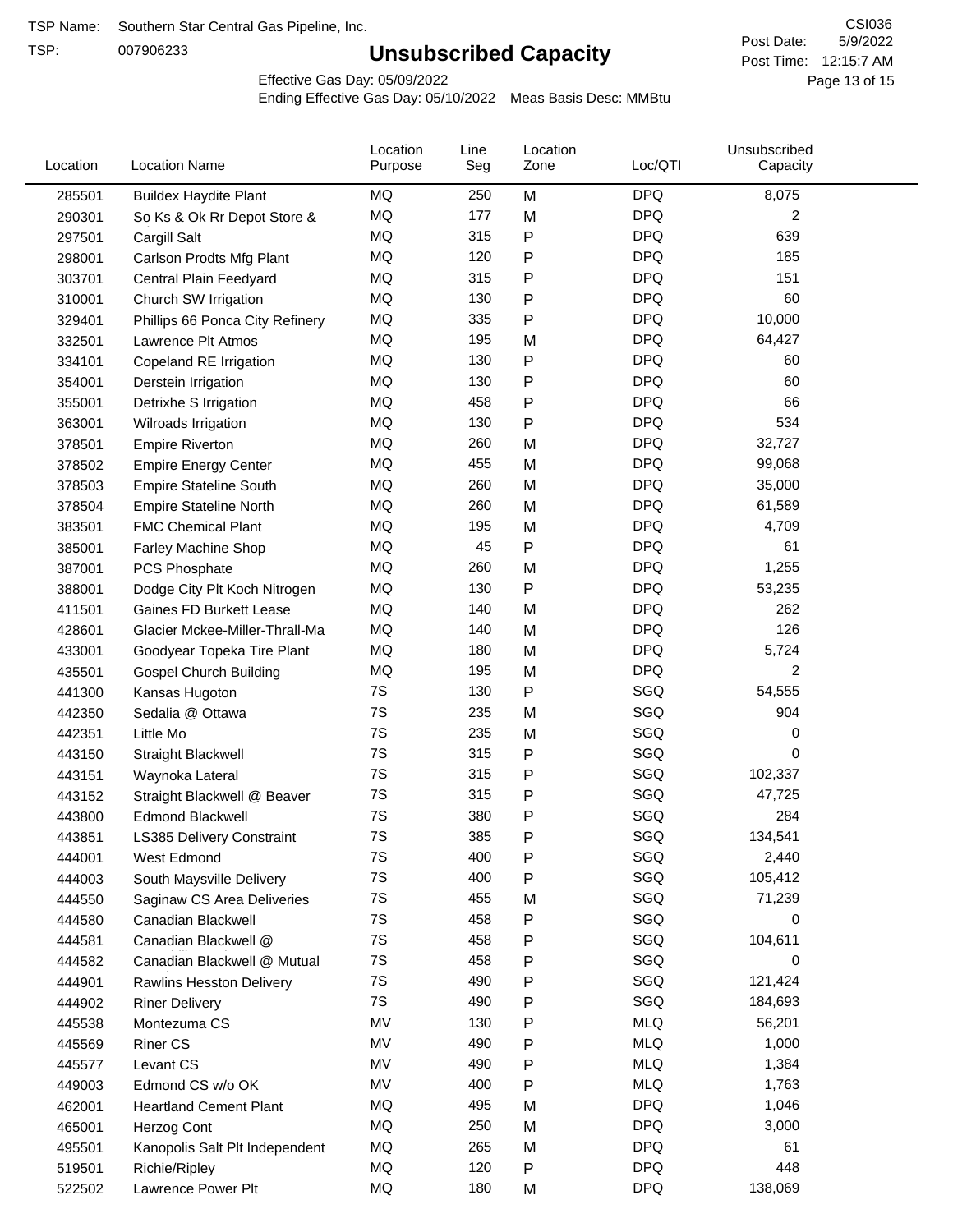TSP Name: Southern Star Central Gas Pipeline, Inc.

TSP: 007906233

# Unsubscribed Capacity

CSI036

Post Date: 5/9/2022

Post Time: 12:15:7 AM

Effective Gas Day: 05/09/2022

Ending Effective Gas Day: 05/10/2022 Meas Basis Desc: MMBtu

| Location | Location Name | Location Purpose | Line Seg | Location Zone | Loc/QTI | Unsubscribed Capacity |
|---|---|---|---|---|---|---|
| 285501 | Buildex Haydite Plant | MQ | 250 | M | DPQ | 8,075 |
| 290301 | So Ks & Ok Rr Depot Store & | MQ | 177 | M | DPQ | 2 |
| 297501 | Cargill Salt | MQ | 315 | P | DPQ | 639 |
| 298001 | Carlson Prodts Mfg Plant | MQ | 120 | P | DPQ | 185 |
| 303701 | Central Plain Feedyard | MQ | 315 | P | DPQ | 151 |
| 310001 | Church SW Irrigation | MQ | 130 | P | DPQ | 60 |
| 329401 | Phillips 66 Ponca City Refinery | MQ | 335 | P | DPQ | 10,000 |
| 332501 | Lawrence Plt Atmos | MQ | 195 | M | DPQ | 64,427 |
| 334101 | Copeland RE Irrigation | MQ | 130 | P | DPQ | 60 |
| 354001 | Derstein Irrigation | MQ | 130 | P | DPQ | 60 |
| 355001 | Detrixhe S Irrigation | MQ | 458 | P | DPQ | 66 |
| 363001 | Wilroads Irrigation | MQ | 130 | P | DPQ | 534 |
| 378501 | Empire Riverton | MQ | 260 | M | DPQ | 32,727 |
| 378502 | Empire Energy Center | MQ | 455 | M | DPQ | 99,068 |
| 378503 | Empire Stateline South | MQ | 260 | M | DPQ | 35,000 |
| 378504 | Empire Stateline North | MQ | 260 | M | DPQ | 61,589 |
| 383501 | FMC Chemical Plant | MQ | 195 | M | DPQ | 4,709 |
| 385001 | Farley Machine Shop | MQ | 45 | P | DPQ | 61 |
| 387001 | PCS Phosphate | MQ | 260 | M | DPQ | 1,255 |
| 388001 | Dodge City Plt Koch Nitrogen | MQ | 130 | P | DPQ | 53,235 |
| 411501 | Gaines FD Burkett Lease | MQ | 140 | M | DPQ | 262 |
| 428601 | Glacier Mckee-Miller-Thrall-Ma | MQ | 140 | M | DPQ | 126 |
| 433001 | Goodyear Topeka Tire Plant | MQ | 180 | M | DPQ | 5,724 |
| 435501 | Gospel Church Building | MQ | 195 | M | DPQ | 2 |
| 441300 | Kansas Hugoton | 7S | 130 | P | SGQ | 54,555 |
| 442350 | Sedalia @ Ottawa | 7S | 235 | M | SGQ | 904 |
| 442351 | Little Mo | 7S | 235 | M | SGQ | 0 |
| 443150 | Straight Blackwell | 7S | 315 | P | SGQ | 0 |
| 443151 | Waynoka Lateral | 7S | 315 | P | SGQ | 102,337 |
| 443152 | Straight Blackwell @ Beaver | 7S | 315 | P | SGQ | 47,725 |
| 443800 | Edmond Blackwell | 7S | 380 | P | SGQ | 284 |
| 443851 | LS385 Delivery Constraint | 7S | 385 | P | SGQ | 134,541 |
| 444001 | West Edmond | 7S | 400 | P | SGQ | 2,440 |
| 444003 | South Maysville Delivery | 7S | 400 | P | SGQ | 105,412 |
| 444550 | Saginaw CS Area Deliveries | 7S | 455 | M | SGQ | 71,239 |
| 444580 | Canadian Blackwell | 7S | 458 | P | SGQ | 0 |
| 444581 | Canadian Blackwell @ | 7S | 458 | P | SGQ | 104,611 |
| 444582 | Canadian Blackwell @ Mutual | 7S | 458 | P | SGQ | 0 |
| 444901 | Rawlins Hesston Delivery | 7S | 490 | P | SGQ | 121,424 |
| 444902 | Riner Delivery | 7S | 490 | P | SGQ | 184,693 |
| 445538 | Montezuma CS | MV | 130 | P | MLQ | 56,201 |
| 445569 | Riner CS | MV | 490 | P | MLQ | 1,000 |
| 445577 | Levant CS | MV | 490 | P | MLQ | 1,384 |
| 449003 | Edmond CS w/o OK | MV | 400 | P | MLQ | 1,763 |
| 462001 | Heartland Cement Plant | MQ | 495 | M | DPQ | 1,046 |
| 465001 | Herzog Cont | MQ | 250 | M | DPQ | 3,000 |
| 495501 | Kanopolis Salt Plt Independent | MQ | 265 | M | DPQ | 61 |
| 519501 | Richie/Ripley | MQ | 120 | P | DPQ | 448 |
| 522502 | Lawrence Power Plt | MQ | 180 | M | DPQ | 138,069 |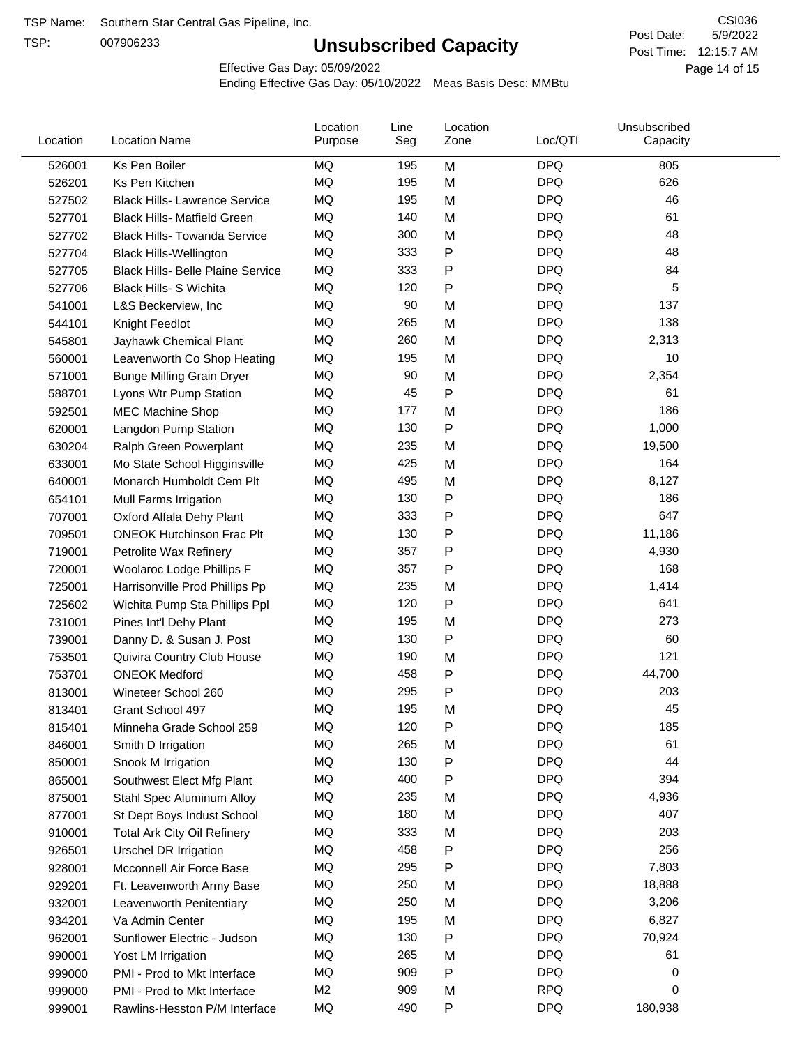TSP Name: Southern Star Central Gas Pipeline, Inc.

TSP: 007906233

# Unsubscribed Capacity

CSI036

Post Date: 5/9/2022

Post Time: 12:15:7 AM

Effective Gas Day: 05/09/2022

Ending Effective Gas Day: 05/10/2022 Meas Basis Desc: MMBtu

| Location | Location Name | Location Purpose | Line Seg | Location Zone | Loc/QTI | Unsubscribed Capacity |
|---|---|---|---|---|---|---|
| 526001 | Ks Pen Boiler | MQ | 195 | M | DPQ | 805 |
| 526201 | Ks Pen Kitchen | MQ | 195 | M | DPQ | 626 |
| 527502 | Black Hills- Lawrence Service | MQ | 195 | M | DPQ | 46 |
| 527701 | Black Hills- Matfield Green | MQ | 140 | M | DPQ | 61 |
| 527702 | Black Hills- Towanda Service | MQ | 300 | M | DPQ | 48 |
| 527704 | Black Hills-Wellington | MQ | 333 | P | DPQ | 48 |
| 527705 | Black Hills- Belle Plaine Service | MQ | 333 | P | DPQ | 84 |
| 527706 | Black Hills- S Wichita | MQ | 120 | P | DPQ | 5 |
| 541001 | L&S Beckerview, Inc | MQ | 90 | M | DPQ | 137 |
| 544101 | Knight Feedlot | MQ | 265 | M | DPQ | 138 |
| 545801 | Jayhawk Chemical Plant | MQ | 260 | M | DPQ | 2,313 |
| 560001 | Leavenworth Co Shop Heating | MQ | 195 | M | DPQ | 10 |
| 571001 | Bunge Milling Grain Dryer | MQ | 90 | M | DPQ | 2,354 |
| 588701 | Lyons Wtr Pump Station | MQ | 45 | P | DPQ | 61 |
| 592501 | MEC Machine Shop | MQ | 177 | M | DPQ | 186 |
| 620001 | Langdon Pump Station | MQ | 130 | P | DPQ | 1,000 |
| 630204 | Ralph Green Powerplant | MQ | 235 | M | DPQ | 19,500 |
| 633001 | Mo State School Higginsville | MQ | 425 | M | DPQ | 164 |
| 640001 | Monarch Humboldt Cem Plt | MQ | 495 | M | DPQ | 8,127 |
| 654101 | Mull Farms Irrigation | MQ | 130 | P | DPQ | 186 |
| 707001 | Oxford Alfala Dehy Plant | MQ | 333 | P | DPQ | 647 |
| 709501 | ONEOK Hutchinson Frac Plt | MQ | 130 | P | DPQ | 11,186 |
| 719001 | Petrolite Wax Refinery | MQ | 357 | P | DPQ | 4,930 |
| 720001 | Woolaroc Lodge Phillips F | MQ | 357 | P | DPQ | 168 |
| 725001 | Harrisonville Prod Phillips Pp | MQ | 235 | M | DPQ | 1,414 |
| 725602 | Wichita Pump Sta Phillips Ppl | MQ | 120 | P | DPQ | 641 |
| 731001 | Pines Int'l Dehy Plant | MQ | 195 | M | DPQ | 273 |
| 739001 | Danny D. & Susan J. Post | MQ | 130 | P | DPQ | 60 |
| 753501 | Quivira Country Club House | MQ | 190 | M | DPQ | 121 |
| 753701 | ONEOK Medford | MQ | 458 | P | DPQ | 44,700 |
| 813001 | Wineteer School 260 | MQ | 295 | P | DPQ | 203 |
| 813401 | Grant School 497 | MQ | 195 | M | DPQ | 45 |
| 815401 | Minneha Grade School 259 | MQ | 120 | P | DPQ | 185 |
| 846001 | Smith D Irrigation | MQ | 265 | M | DPQ | 61 |
| 850001 | Snook M Irrigation | MQ | 130 | P | DPQ | 44 |
| 865001 | Southwest Elect Mfg Plant | MQ | 400 | P | DPQ | 394 |
| 875001 | Stahl Spec Aluminum Alloy | MQ | 235 | M | DPQ | 4,936 |
| 877001 | St Dept Boys Indust School | MQ | 180 | M | DPQ | 407 |
| 910001 | Total Ark City Oil Refinery | MQ | 333 | M | DPQ | 203 |
| 926501 | Urschel DR Irrigation | MQ | 458 | P | DPQ | 256 |
| 928001 | Mcconnell Air Force Base | MQ | 295 | P | DPQ | 7,803 |
| 929201 | Ft. Leavenworth Army Base | MQ | 250 | M | DPQ | 18,888 |
| 932001 | Leavenworth Penitentiary | MQ | 250 | M | DPQ | 3,206 |
| 934201 | Va Admin Center | MQ | 195 | M | DPQ | 6,827 |
| 962001 | Sunflower Electric - Judson | MQ | 130 | P | DPQ | 70,924 |
| 990001 | Yost LM Irrigation | MQ | 265 | M | DPQ | 61 |
| 999000 | PMI - Prod to Mkt Interface | MQ | 909 | P | DPQ | 0 |
| 999000 | PMI - Prod to Mkt Interface | M2 | 909 | M | RPQ | 0 |
| 999001 | Rawlins-Hesston P/M Interface | MQ | 490 | P | DPQ | 180,938 |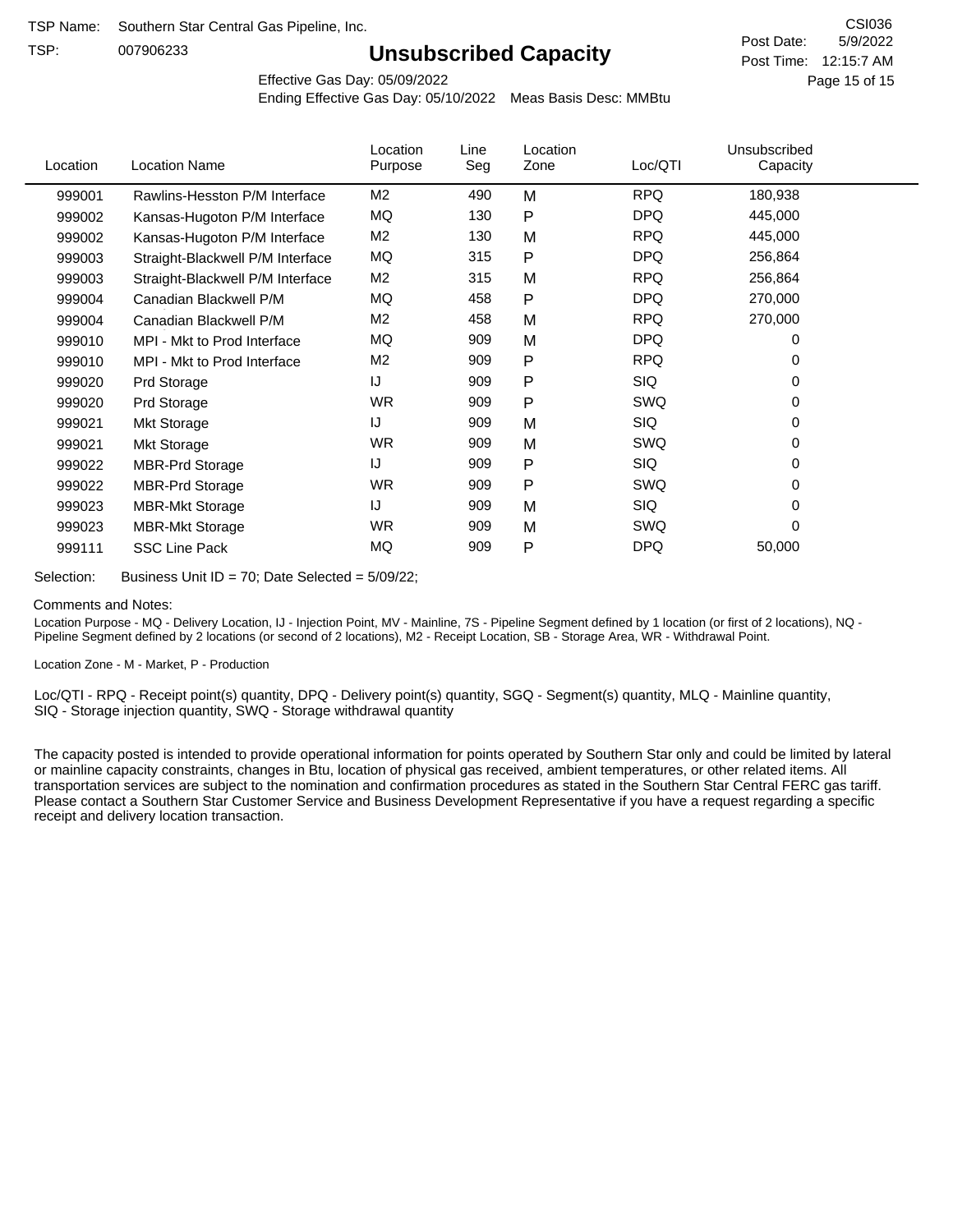TSP Name: Southern Star Central Gas Pipeline, Inc.

TSP: 007906233

# Unsubscribed Capacity

CSI036

Post Date: 5/9/2022

Post Time: 12:15:7 AM

Effective Gas Day: 05/09/2022

Ending Effective Gas Day: 05/10/2022 Meas Basis Desc: MMBtu

| Location | Location Name | Location Purpose | Line Seg | Location Zone | Loc/QTI | Unsubscribed Capacity |
|---|---|---|---|---|---|---|
| 999001 | Rawlins-Hesston P/M Interface | M2 | 490 | M | RPQ | 180,938 |
| 999002 | Kansas-Hugoton P/M Interface | MQ | 130 | P | DPQ | 445,000 |
| 999002 | Kansas-Hugoton P/M Interface | M2 | 130 | M | RPQ | 445,000 |
| 999003 | Straight-Blackwell P/M Interface | MQ | 315 | P | DPQ | 256,864 |
| 999003 | Straight-Blackwell P/M Interface | M2 | 315 | M | RPQ | 256,864 |
| 999004 | Canadian Blackwell P/M | MQ | 458 | P | DPQ | 270,000 |
| 999004 | Canadian Blackwell P/M | M2 | 458 | M | RPQ | 270,000 |
| 999010 | MPI - Mkt to Prod Interface | MQ | 909 | M | DPQ | 0 |
| 999010 | MPI - Mkt to Prod Interface | M2 | 909 | P | RPQ | 0 |
| 999020 | Prd Storage | IJ | 909 | P | SIQ | 0 |
| 999020 | Prd Storage | WR | 909 | P | SWQ | 0 |
| 999021 | Mkt Storage | IJ | 909 | M | SIQ | 0 |
| 999021 | Mkt Storage | WR | 909 | M | SWQ | 0 |
| 999022 | MBR-Prd Storage | IJ | 909 | P | SIQ | 0 |
| 999022 | MBR-Prd Storage | WR | 909 | P | SWQ | 0 |
| 999023 | MBR-Mkt Storage | IJ | 909 | M | SIQ | 0 |
| 999023 | MBR-Mkt Storage | WR | 909 | M | SWQ | 0 |
| 999111 | SSC Line Pack | MQ | 909 | P | DPQ | 50,000 |

Selection: Business Unit ID = 70; Date Selected = 5/09/22;

Comments and Notes:

Location Purpose - MQ - Delivery Location, IJ - Injection Point, MV - Mainline, 7S - Pipeline Segment defined by 1 location (or first of 2 locations), NQ - Pipeline Segment defined by 2 locations (or second of 2 locations), M2 - Receipt Location, SB - Storage Area, WR - Withdrawal Point.

Location Zone - M - Market, P - Production

Loc/QTI - RPQ - Receipt point(s) quantity, DPQ - Delivery point(s) quantity, SGQ - Segment(s) quantity, MLQ - Mainline quantity, SIQ - Storage injection quantity, SWQ - Storage withdrawal quantity

The capacity posted is intended to provide operational information for points operated by Southern Star only and could be limited by lateral or mainline capacity constraints, changes in Btu, location of physical gas received, ambient temperatures, or other related items. All transportation services are subject to the nomination and confirmation procedures as stated in the Southern Star Central FERC gas tariff. Please contact a Southern Star Customer Service and Business Development Representative if you have a request regarding a specific receipt and delivery location transaction.